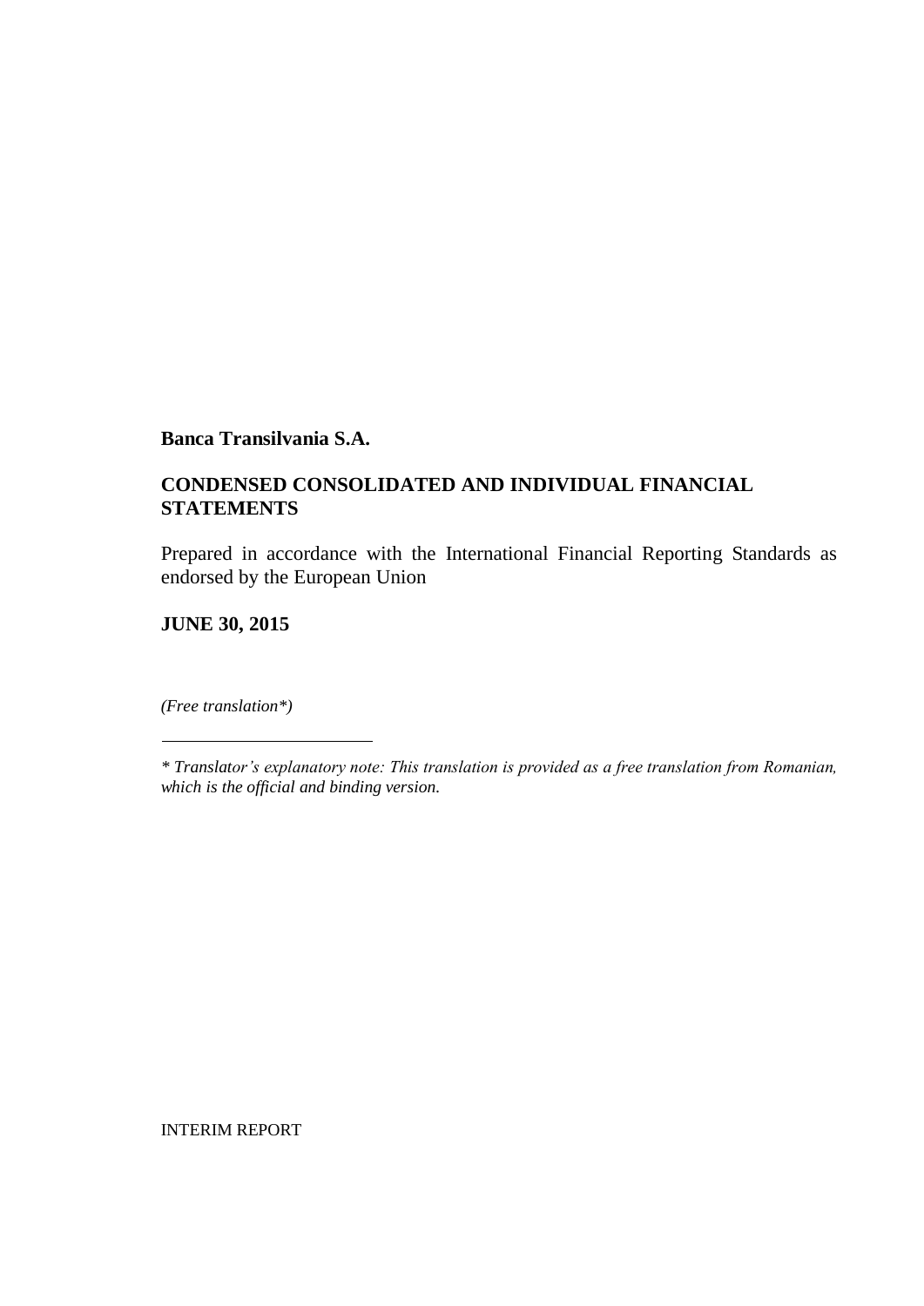**Banca Transilvania S.A.**

**CONDENSED CONSOLIDATED AND INDIVIDUAL FINANCIAL STATEMENTS**

Prepared in accordance with the International Financial Reporting Standards as endorsed by the European Union

**JUNE 30, 2015**

*(Free translation*)*

---

** Translator's explanatory note: This translation is provided as a free translation from Romanian, which is the official and binding version.*

INTERIM REPORT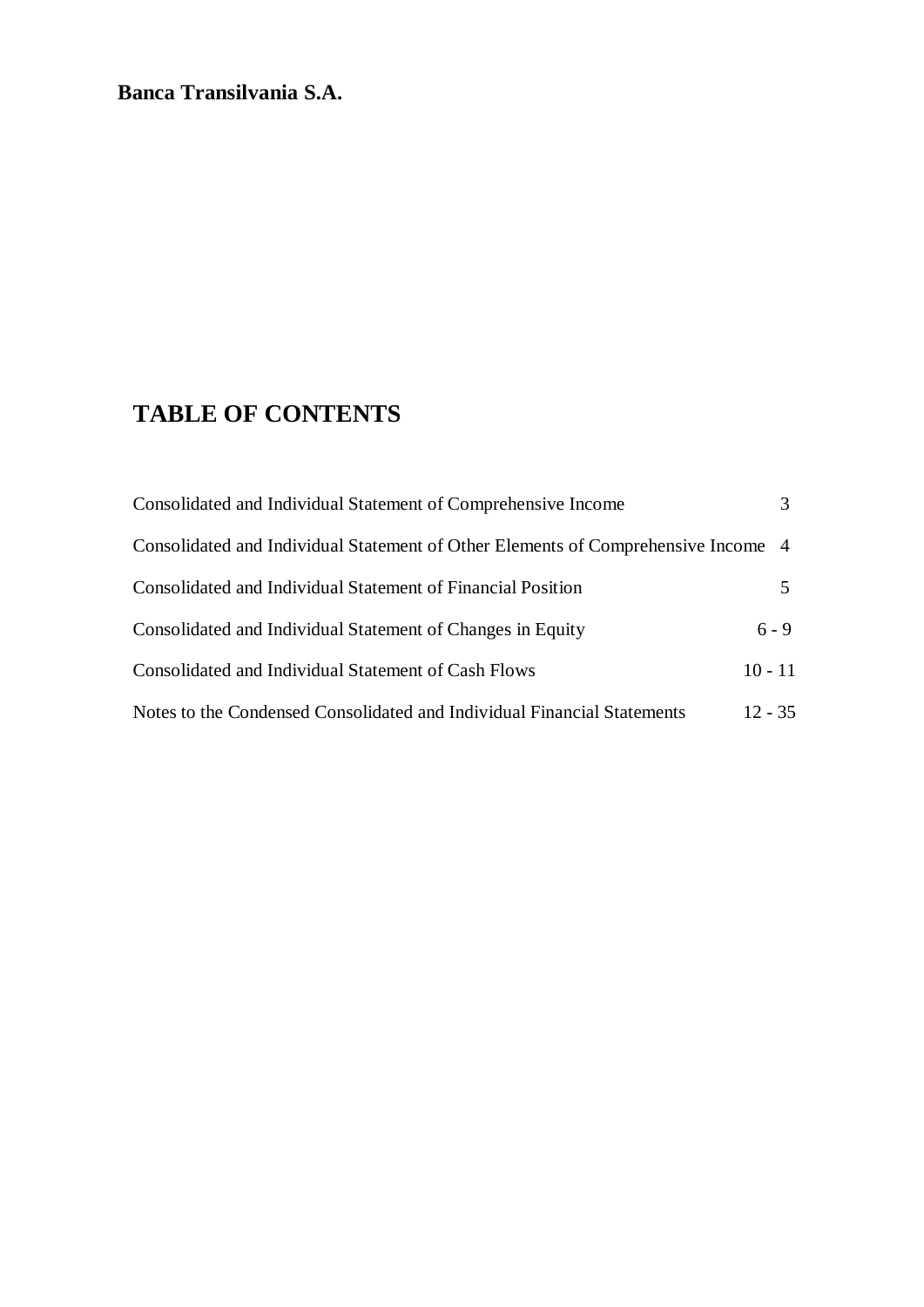**Banca Transilvania S.A.**

# TABLE OF CONTENTS

| | |
|---|---|
| Consolidated and Individual Statement of Comprehensive Income | 3 |
| Consolidated and Individual Statement of Other Elements of Comprehensive Income | 4 |
| Consolidated and Individual Statement of Financial Position | 5 |
| Consolidated and Individual Statement of Changes in Equity | 6 - 9 |
| Consolidated and Individual Statement of Cash Flows | 10 - 11 |
| Notes to the Condensed Consolidated and Individual Financial Statements | 12 - 35 |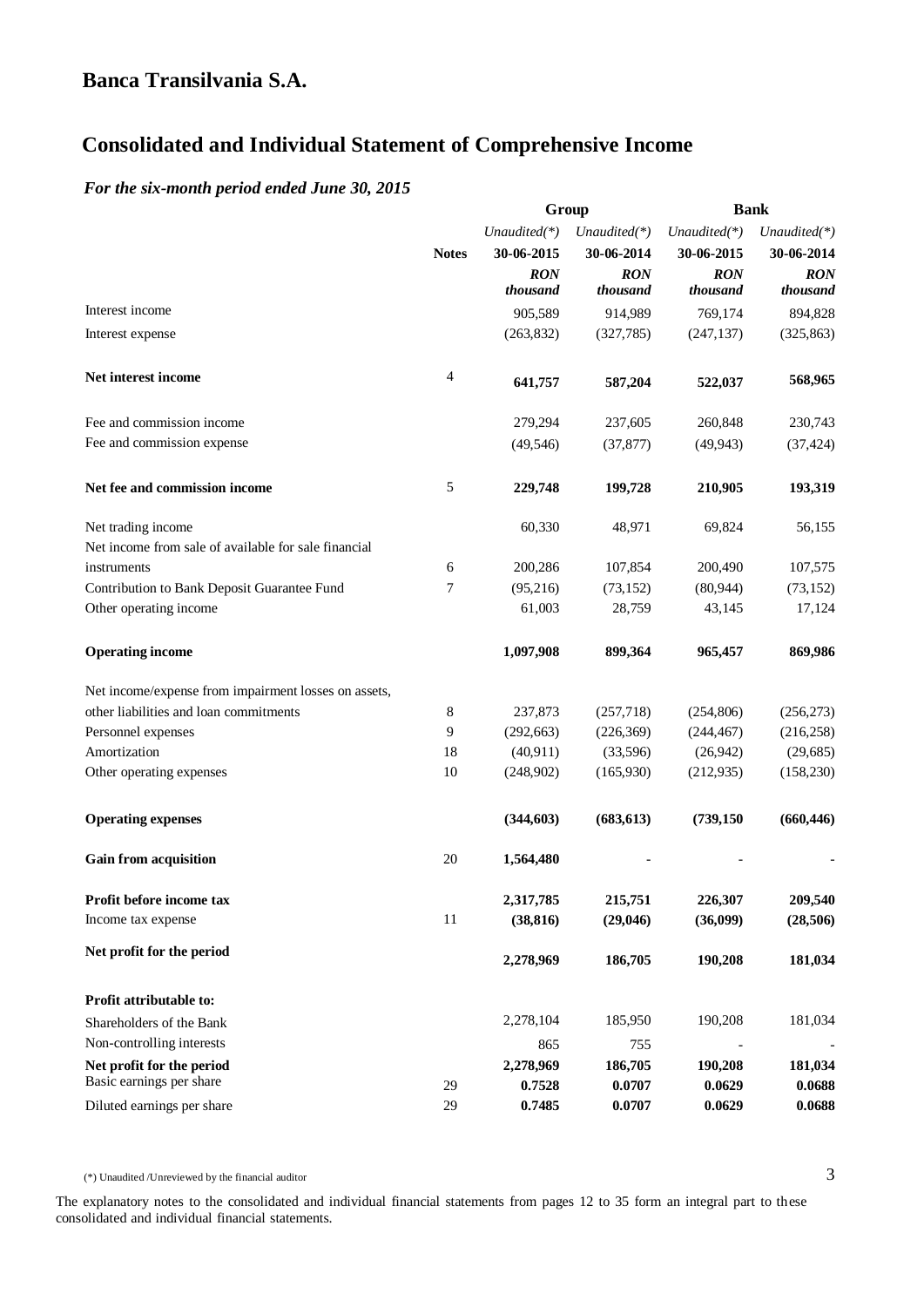## Banca Transilvania S.A.

# Consolidated and Individual Statement of Comprehensive Income

*For the six-month period ended June 30, 2015*

| | | Group | | Bank | |
|---|---|---|---|---|---|
| | | *Unaudited(\*)* | *Unaudited(\*)* | *Unaudited(\*)* | *Unaudited(\*)* |
| | **Notes** | **30-06-2015** | **30-06-2014** | **30-06-2015** | **30-06-2014** |
| | | ***RON thousand*** | ***RON thousand*** | ***RON thousand*** | ***RON thousand*** |
| Interest income | | 905,589 | 914,989 | 769,174 | 894,828 |
| Interest expense | | (263,832) | (327,785) | (247,137) | (325,863) |
| **Net interest income** | 4 | **641,757** | **587,204** | **522,037** | **568,965** |
| Fee and commission income | | 279,294 | 237,605 | 260,848 | 230,743 |
| Fee and commission expense | | (49,546) | (37,877) | (49,943) | (37,424) |
| **Net fee and commission income** | 5 | **229,748** | **199,728** | **210,905** | **193,319** |
| Net trading income | | 60,330 | 48,971 | 69,824 | 56,155 |
| Net income from sale of available for sale financial instruments | 6 | 200,286 | 107,854 | 200,490 | 107,575 |
| Contribution to Bank Deposit Guarantee Fund | 7 | (95,216) | (73,152) | (80,944) | (73,152) |
| Other operating income | | 61,003 | 28,759 | 43,145 | 17,124 |
| **Operating income** | | **1,097,908** | **899,364** | **965,457** | **869,986** |
| Net income/expense from impairment losses on assets, other liabilities and loan commitments | 8 | 237,873 | (257,718) | (254,806) | (256,273) |
| Personnel expenses | 9 | (292,663) | (226,369) | (244,467) | (216,258) |
| Amortization | 18 | (40,911) | (33,596) | (26,942) | (29,685) |
| Other operating expenses | 10 | (248,902) | (165,930) | (212,935) | (158,230) |
| **Operating expenses** | | **(344,603)** | **(683,613)** | **(739,150** | **(660,446)** |
| **Gain from acquisition** | 20 | **1,564,480** | - | - | - |
| **Profit before income tax** | | **2,317,785** | **215,751** | **226,307** | **209,540** |
| Income tax expense | 11 | **(38,816)** | **(29,046)** | **(36,099)** | **(28,506)** |
| **Net profit for the period** | | **2,278,969** | **186,705** | **190,208** | **181,034** |
| **Profit attributable to:** | | | | | |
| Shareholders of the Bank | | 2,278,104 | 185,950 | 190,208 | 181,034 |
| Non-controlling interests | | 865 | 755 | - | - |
| **Net profit for the period** | | **2,278,969** | **186,705** | **190,208** | **181,034** |
| Basic earnings per share | 29 | **0.7528** | **0.0707** | **0.0629** | **0.0688** |
| Diluted earnings per share | 29 | **0.7485** | **0.0707** | **0.0629** | **0.0688** |

(*) Unaudited /Unreviewed by the financial auditor

The explanatory notes to the consolidated and individual financial statements from pages 12 to 35 form an integral part to these consolidated and individual financial statements.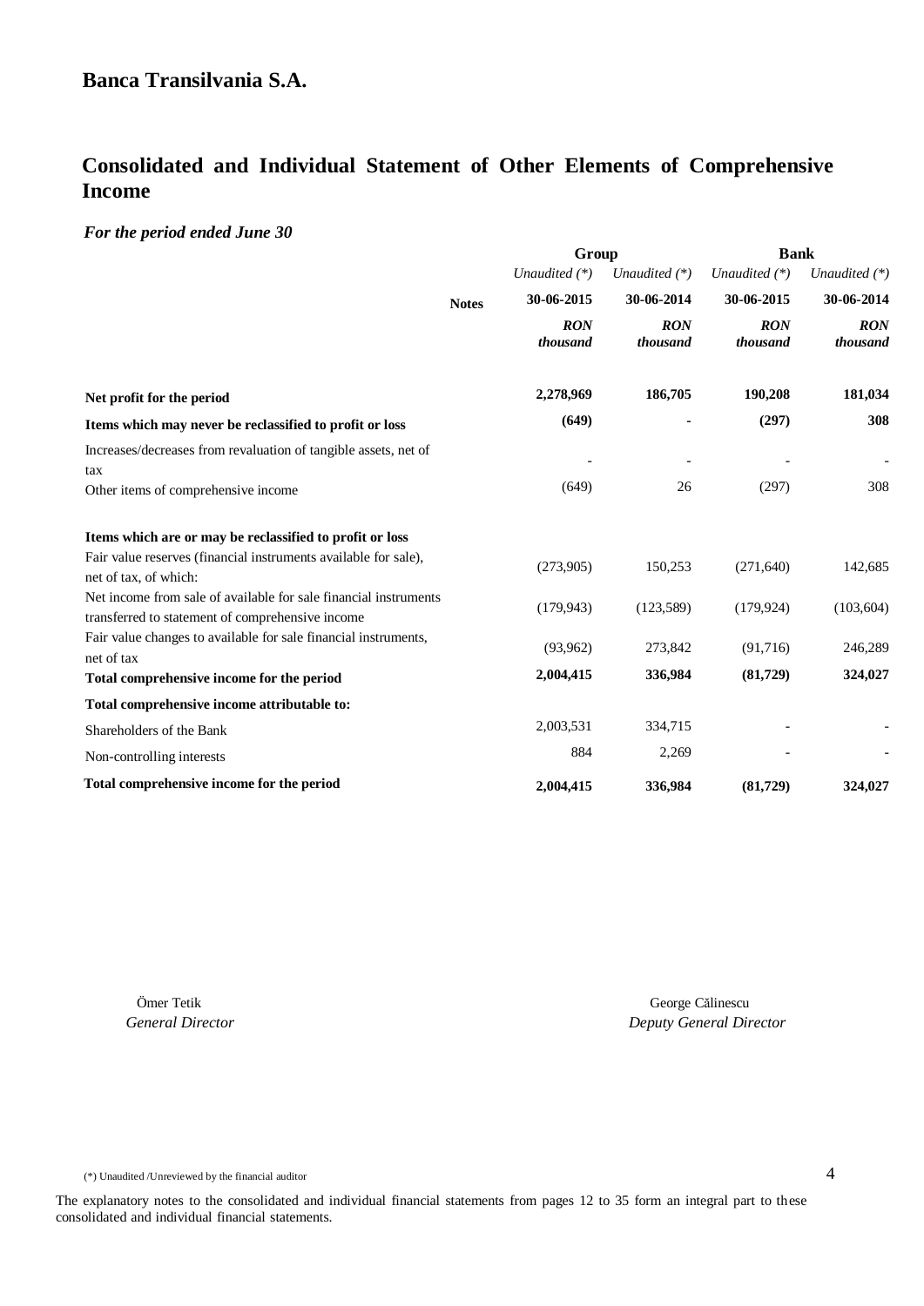## Banca Transilvania S.A.

# Consolidated and Individual Statement of Other Elements of Comprehensive Income

***For the period ended June 30***

| | Notes | Group | | Bank | |
|---|---|---|---|---|---|
| | | *Unaudited (\*)* | *Unaudited (\*)* | *Unaudited (\*)* | *Unaudited (\*)* |
| | | **30-06-2015** | **30-06-2014** | **30-06-2015** | **30-06-2014** |
| | | ***RON thousand*** | ***RON thousand*** | ***RON thousand*** | ***RON thousand*** |
| **Net profit for the period** | | **2,278,969** | **186,705** | **190,208** | **181,034** |
| **Items which may never be reclassified to profit or loss** | | **(649)** | **-** | **(297)** | **308** |
| Increases/decreases from revaluation of tangible assets, net of tax | | - | - | - | - |
| Other items of comprehensive income | | (649) | 26 | (297) | 308 |
| **Items which are or may be reclassified to profit or loss** | | | | | |
| Fair value reserves (financial instruments available for sale), net of tax, of which: | | (273,905) | 150,253 | (271,640) | 142,685 |
| Net income from sale of available for sale financial instruments transferred to statement of comprehensive income | | (179,943) | (123,589) | (179,924) | (103,604) |
| Fair value changes to available for sale financial instruments, net of tax | | (93,962) | 273,842 | (91,716) | 246,289 |
| **Total comprehensive income for the period** | | **2,004,415** | **336,984** | **(81,729)** | **324,027** |
| **Total comprehensive income attributable to:** | | | | | |
| Shareholders of the Bank | | 2,003,531 | 334,715 | - | - |
| Non-controlling interests | | 884 | 2,269 | - | - |
| **Total comprehensive income for the period** | | **2,004,415** | **336,984** | **(81,729)** | **324,027** |

Ömer Tetik
*General Director*

George Călinescu
*Deputy General Director*

(*) Unaudited /Unreviewed by the financial auditor

The explanatory notes to the consolidated and individual financial statements from pages 12 to 35 form an integral part to these consolidated and individual financial statements.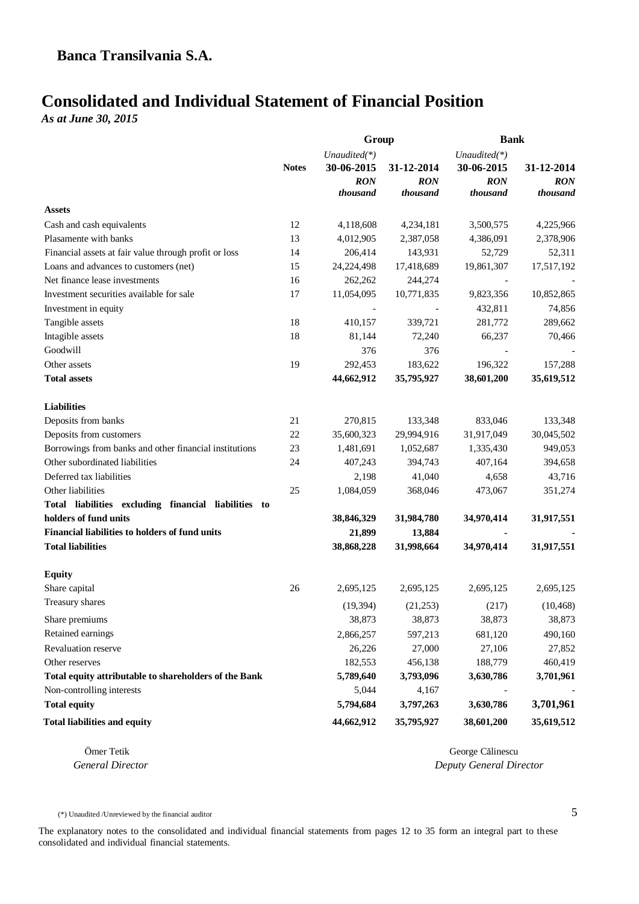# Banca Transilvania S.A.

## Consolidated and Individual Statement of Financial Position

*As at June 30, 2015*

| | Notes | Group | | Bank | |
|---|---|---|---|---|---|
| | | *Unaudited(*)* 30-06-2015 | 31-12-2014 | *Unaudited(*)* 30-06-2015 | 31-12-2014 |
| | | ***RON thousand*** | ***RON thousand*** | ***RON thousand*** | ***RON thousand*** |
| **Assets** | | | | | |
| Cash and cash equivalents | 12 | 4,118,608 | 4,234,181 | 3,500,575 | 4,225,966 |
| Plasamente with banks | 13 | 4,012,905 | 2,387,058 | 4,386,091 | 2,378,906 |
| Financial assets at fair value through profit or loss | 14 | 206,414 | 143,931 | 52,729 | 52,311 |
| Loans and advances to customers (net) | 15 | 24,224,498 | 17,418,689 | 19,861,307 | 17,517,192 |
| Net finance lease investments | 16 | 262,262 | 244,274 | - | - |
| Investment securities available for sale | 17 | 11,054,095 | 10,771,835 | 9,823,356 | 10,852,865 |
| Investment in equity | | - | - | 432,811 | 74,856 |
| Tangible assets | 18 | 410,157 | 339,721 | 281,772 | 289,662 |
| Intagible assets | 18 | 81,144 | 72,240 | 66,237 | 70,466 |
| Goodwill | | 376 | 376 | - | - |
| Other assets | 19 | 292,453 | 183,622 | 196,322 | 157,288 |
| **Total assets** | | **44,662,912** | **35,795,927** | **38,601,200** | **35,619,512** |
| **Liabilities** | | | | | |
| Deposits from banks | 21 | 270,815 | 133,348 | 833,046 | 133,348 |
| Deposits from customers | 22 | 35,600,323 | 29,994,916 | 31,917,049 | 30,045,502 |
| Borrowings from banks and other financial institutions | 23 | 1,481,691 | 1,052,687 | 1,335,430 | 949,053 |
| Other subordinated liabilities | 24 | 407,243 | 394,743 | 407,164 | 394,658 |
| Deferred tax liabilities | | 2,198 | 41,040 | 4,658 | 43,716 |
| Other liabilities | 25 | 1,084,059 | 368,046 | 473,067 | 351,274 |
| **Total liabilities excluding financial liabilities to holders of fund units** | | **38,846,329** | **31,984,780** | **34,970,414** | **31,917,551** |
| **Financial liabilities to holders of fund units** | | **21,899** | **13,884** | **-** | **-** |
| **Total liabilities** | | **38,868,228** | **31,998,664** | **34,970,414** | **31,917,551** |
| **Equity** | | | | | |
| Share capital | 26 | 2,695,125 | 2,695,125 | 2,695,125 | 2,695,125 |
| Treasury shares | | (19,394) | (21,253) | (217) | (10,468) |
| Share premiums | | 38,873 | 38,873 | 38,873 | 38,873 |
| Retained earnings | | 2,866,257 | 597,213 | 681,120 | 490,160 |
| Revaluation reserve | | 26,226 | 27,000 | 27,106 | 27,852 |
| Other reserves | | 182,553 | 456,138 | 188,779 | 460,419 |
| **Total equity attributable to shareholders of the Bank** | | **5,789,640** | **3,793,096** | **3,630,786** | **3,701,961** |
| Non-controlling interests | | 5,044 | 4,167 | - | - |
| **Total equity** | | **5,794,684** | **3,797,263** | **3,630,786** | **3,701,961** |
| **Total liabilities and equity** | | **44,662,912** | **35,795,927** | **38,601,200** | **35,619,512** |

Ömer Tetik
*General Director*

George Călinescu
*Deputy General Director*

(*) Unaudited /Unreviewed by the financial auditor

The explanatory notes to the consolidated and individual financial statements from pages 12 to 35 form an integral part to these consolidated and individual financial statements.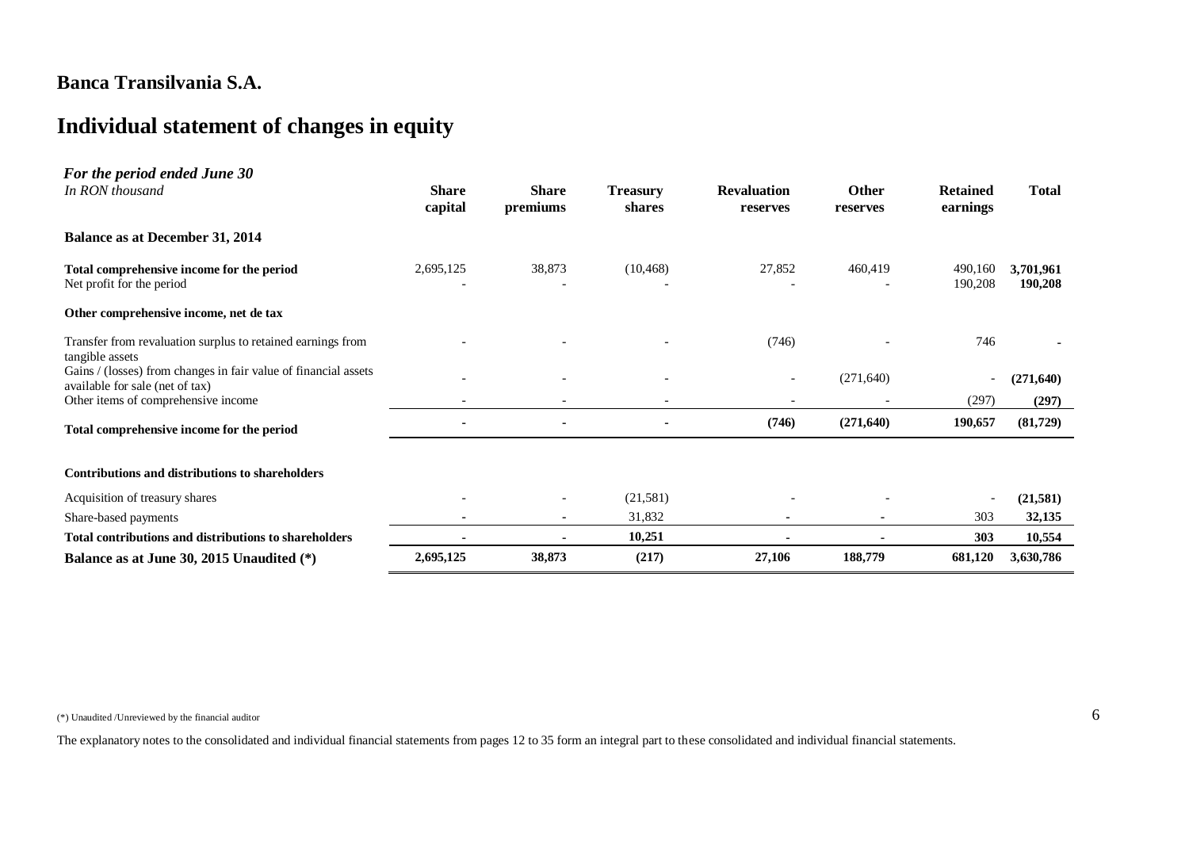## Banca Transilvania S.A.

# Individual statement of changes in equity

***For the period ended June 30***
*In RON thousand*

| | Share capital | Share premiums | Treasury shares | Revaluation reserves | Other reserves | Retained earnings | Total |
|---|---|---|---|---|---|---|---|
| **Balance as at December 31, 2014** | | | | | | | |
| **Total comprehensive income for the period** | 2,695,125 | 38,873 | (10,468) | 27,852 | 460,419 | 490,160 | **3,701,961** |
| Net profit for the period | - | - | - | - | - | 190,208 | **190,208** |
| **Other comprehensive income, net de tax** | | | | | | | |
| Transfer from revaluation surplus to retained earnings from tangible assets | - | - | - | (746) | - | 746 | **-** |
| Gains / (losses) from changes in fair value of financial assets available for sale (net of tax) | - | - | - | - | (271,640) | - | **(271,640)** |
| Other items of comprehensive income | - | - | - | - | - | (297) | **(297)** |
| **Total comprehensive income for the period** | **-** | **-** | **-** | **(746)** | **(271,640)** | **190,657** | **(81,729)** |
| **Contributions and distributions to shareholders** | | | | | | | |
| Acquisition of treasury shares | - | - | (21,581) | - | - | - | **(21,581)** |
| Share-based payments | - | - | 31,832 | - | - | 303 | **32,135** |
| **Total contributions and distributions to shareholders** | **-** | **-** | **10,251** | **-** | **-** | **303** | **10,554** |
| **Balance as at June 30, 2015 Unaudited (*)** | **2,695,125** | **38,873** | **(217)** | **27,106** | **188,779** | **681,120** | **3,630,786** |

(*) Unaudited /Unreviewed by the financial auditor

The explanatory notes to the consolidated and individual financial statements from pages 12 to 35 form an integral part to these consolidated and individual financial statements.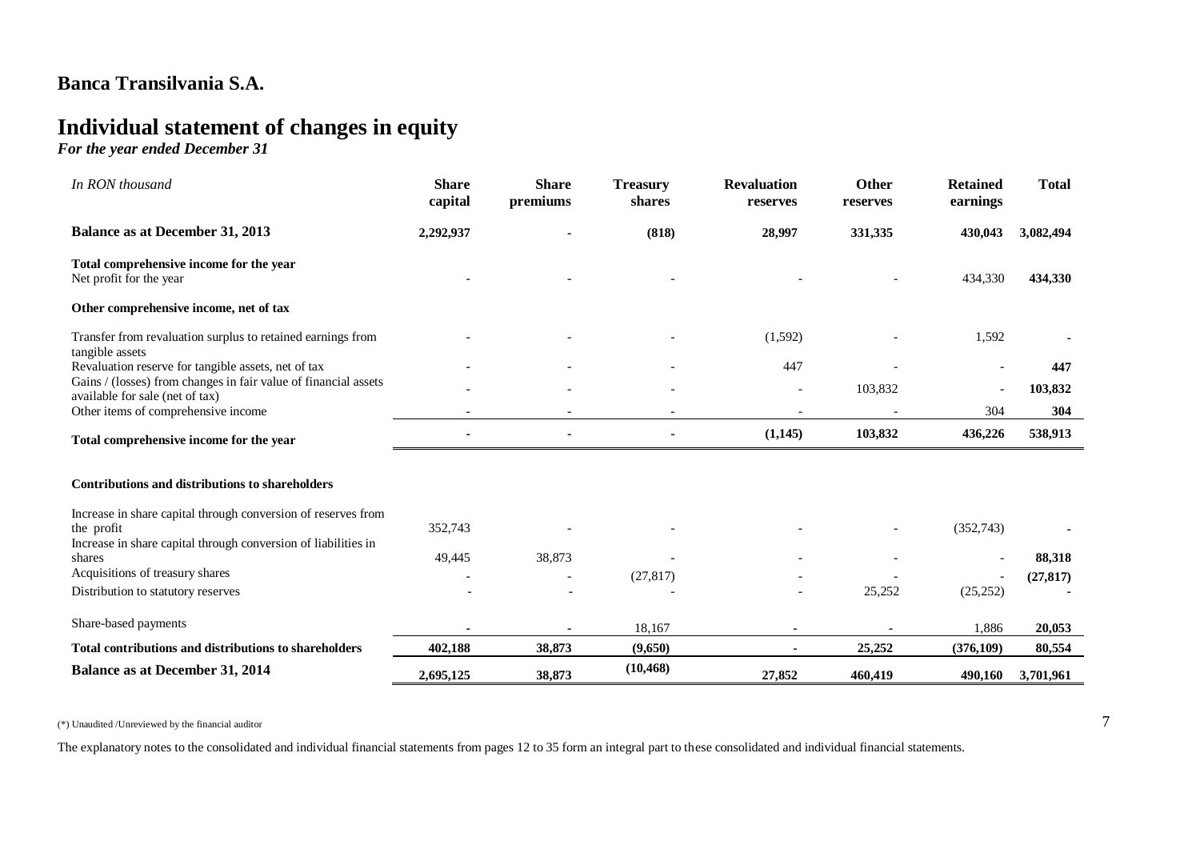# Banca Transilvania S.A.

# Individual statement of changes in equity

***For the year ended December 31***

| *In RON thousand* | Share capital | Share premiums | Treasury shares | Revaluation reserves | Other reserves | Retained earnings | Total |
|---|---|---|---|---|---|---|---|
| **Balance as at December 31, 2013** | **2,292,937** | **-** | **(818)** | **28,997** | **331,335** | **430,043** | **3,082,494** |
| **Total comprehensive income for the year** | | | | | | | |
| Net profit for the year | - | - | - | - | - | 434,330 | **434,330** |
| **Other comprehensive income, net of tax** | | | | | | | |
| Transfer from revaluation surplus to retained earnings from tangible assets | - | - | - | (1,592) | - | 1,592 | **-** |
| Revaluation reserve for tangible assets, net of tax | - | - | - | 447 | - | - | **447** |
| Gains / (losses) from changes in fair value of financial assets available for sale (net of tax) | - | - | - | - | 103,832 | - | **103,832** |
| Other items of comprehensive income | - | - | - | - | - | 304 | **304** |
| **Total comprehensive income for the year** | **-** | **-** | **-** | **(1,145)** | **103,832** | **436,226** | **538,913** |
| **Contributions and distributions to shareholders** | | | | | | | |
| Increase in share capital through conversion of reserves from the profit | 352,743 | - | - | - | - | (352,743) | **-** |
| Increase in share capital through conversion of liabilities in shares | 49,445 | 38,873 | - | - | - | - | **88,318** |
| Acquisitions of treasury shares | - | - | (27,817) | - | - | - | **(27,817)** |
| Distribution to statutory reserves | - | - | - | - | 25,252 | (25,252) | **-** |
| Share-based payments | **-** | **-** | 18,167 | **-** | **-** | 1,886 | **20,053** |
| **Total contributions and distributions to shareholders** | **402,188** | **38,873** | **(9,650)** | **-** | **25,252** | **(376,109)** | **80,554** |
| **Balance as at December 31, 2014** | **2,695,125** | **38,873** | **(10,468)** | **27,852** | **460,419** | **490,160** | **3,701,961** |

(*) Unaudited /Unreviewed by the financial auditor

The explanatory notes to the consolidated and individual financial statements from pages 12 to 35 form an integral part to these consolidated and individual financial statements.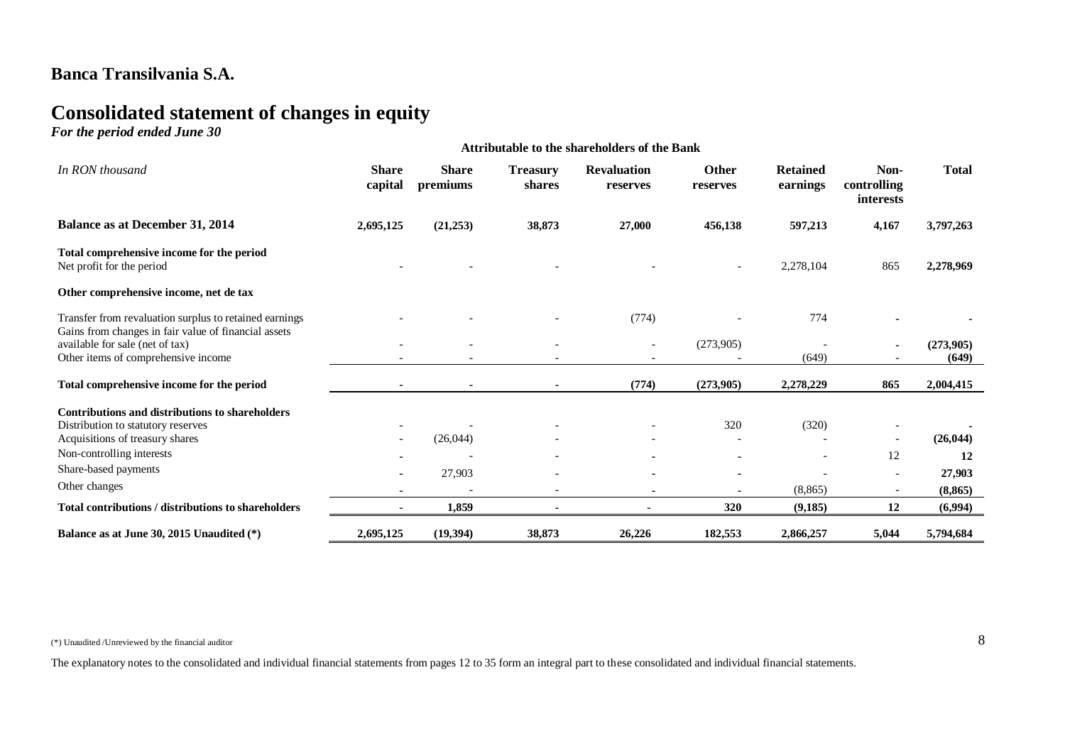# Banca Transilvania S.A.

# Consolidated statement of changes in equity

*For the period ended June 30*

| *In RON thousand* | Share capital | Share premiums | Treasury shares | Revaluation reserves | Other reserves | Retained earnings | Non-controlling interests | Total |
|---|---|---|---|---|---|---|---|---|
| | Attributable to the shareholders of the Bank | | | | | | | |
| **Balance as at December 31, 2014** | **2,695,125** | **(21,253)** | **38,873** | **27,000** | **456,138** | **597,213** | **4,167** | **3,797,263** |
| **Total comprehensive income for the period** | | | | | | | | |
| Net profit for the period | - | - | - | - | - | 2,278,104 | 865 | **2,278,969** |
| **Other comprehensive income, net de tax** | | | | | | | | |
| Transfer from revaluation surplus to retained earnings | - | - | - | (774) | - | 774 | - | - |
| Gains from changes in fair value of financial assets available for sale (net of tax) | - | - | - | - | (273,905) | - | - | **(273,905)** |
| Other items of comprehensive income | - | - | - | - | - | (649) | - | **(649)** |
| **Total comprehensive income for the period** | **-** | **-** | **-** | **(774)** | **(273,905)** | **2,278,229** | **865** | **2,004,415** |
| **Contributions and distributions to shareholders** | | | | | | | | |
| Distribution to statutory reserves | - | - | - | - | 320 | (320) | - | - |
| Acquisitions of treasury shares | - | (26,044) | - | - | - | - | - | **(26,044)** |
| Non-controlling interests | - | - | - | - | - | - | 12 | **12** |
| Share-based payments | - | 27,903 | - | - | - | - | - | **27,903** |
| Other changes | - | - | - | - | - | (8,865) | - | **(8,865)** |
| **Total contributions / distributions to shareholders** | **-** | **1,859** | **-** | **-** | **320** | **(9,185)** | **12** | **(6,994)** |
| **Balance as at June 30, 2015 Unaudited (*)** | **2,695,125** | **(19,394)** | **38,873** | **26,226** | **182,553** | **2,866,257** | **5,044** | **5,794,684** |

(*) Unaudited /Unreviewed by the financial auditor

The explanatory notes to the consolidated and individual financial statements from pages 12 to 35 form an integral part to these consolidated and individual financial statements.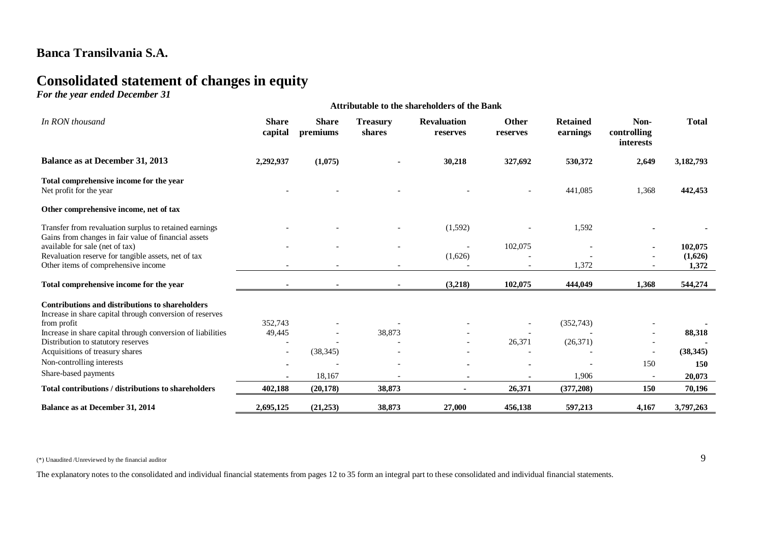# Banca Transilvania S.A.

# Consolidated statement of changes in equity

*For the year ended December 31*

| *In RON thousand* | Share capital | Share premiums | Treasury shares | Revaluation reserves | Other reserves | Retained earnings | Non-controlling interests | Total |
|---|---|---|---|---|---|---|---|---|
| | Attributable to the shareholders of the Bank | | | | | | | |
| **Balance as at December 31, 2013** | **2,292,937** | **(1,075)** | **-** | **30,218** | **327,692** | **530,372** | **2,649** | **3,182,793** |
| **Total comprehensive income for the year** | | | | | | | | |
| Net profit for the year | - | - | - | - | - | 441,085 | 1,368 | **442,453** |
| **Other comprehensive income, net of tax** | | | | | | | | |
| Transfer from revaluation surplus to retained earnings | - | - | - | (1,592) | - | 1,592 | - | - |
| Gains from changes in fair value of financial assets available for sale (net of tax) | - | - | - | - | 102,075 | - | - | **102,075** |
| Revaluation reserve for tangible assets, net of tax | | | | (1,626) | - | - | - | **(1,626)** |
| Other items of comprehensive income | - | - | - | - | - | 1,372 | - | **1,372** |
| **Total comprehensive income for the year** | **-** | **-** | **-** | **(3,218)** | **102,075** | **444,049** | **1,368** | **544,274** |
| **Contributions and distributions to shareholders** | | | | | | | | |
| Increase in share capital through conversion of reserves from profit | 352,743 | - | - | - | - | (352,743) | - | - |
| Increase in share capital through conversion of liabilities | 49,445 | - | 38,873 | - | - | - | - | **88,318** |
| Distribution to statutory reserves | - | - | - | - | 26,371 | (26,371) | - | - |
| Acquisitions of treasury shares | - | (38,345) | - | - | - | - | - | **(38,345)** |
| Non-controlling interests | - | - | - | - | - | - | 150 | **150** |
| Share-based payments | - | 18,167 | - | - | - | 1,906 | - | **20,073** |
| **Total contributions / distributions to shareholders** | **402,188** | **(20,178)** | **38,873** | **-** | **26,371** | **(377,208)** | **150** | **70,196** |
| **Balance as at December 31, 2014** | **2,695,125** | **(21,253)** | **38,873** | **27,000** | **456,138** | **597,213** | **4,167** | **3,797,263** |

(*) Unaudited /Unreviewed by the financial auditor

The explanatory notes to the consolidated and individual financial statements from pages 12 to 35 form an integral part to these consolidated and individual financial statements.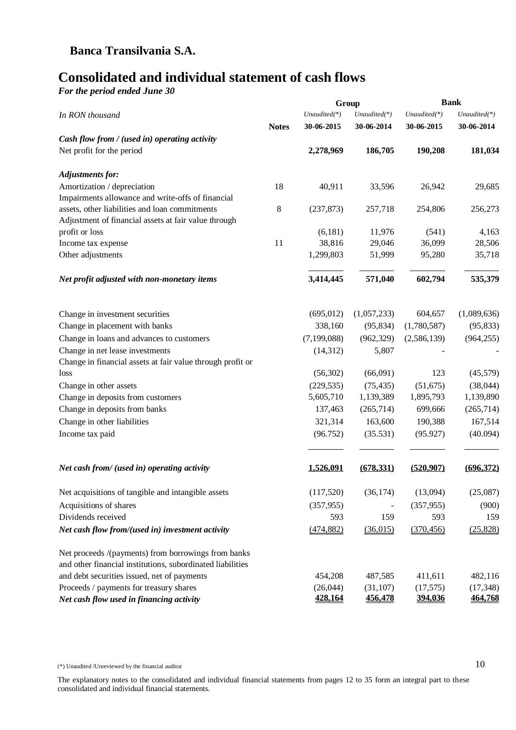## Banca Transilvania S.A.

# Consolidated and individual statement of cash flows

*For the period ended June 30*

| *In RON thousand* | Notes | Group | | Bank | |
|---|---|---|---|---|---|
| | | *Unaudited(\*)* | *Unaudited(\*)* | *Unaudited(\*)* | *Unaudited(\*)* |
| | | **30-06-2015** | **30-06-2014** | **30-06-2015** | **30-06-2014** |
| ***Cash flow from / (used in) operating activity*** | | | | | |
| Net profit for the period | | **2,278,969** | **186,705** | **190,208** | **181,034** |
| ***Adjustments for:*** | | | | | |
| Amortization / depreciation | 18 | 40,911 | 33,596 | 26,942 | 29,685 |
| Impairments allowance and write-offs of financial assets, other liabilities and loan commitments | 8 | (237,873) | 257,718 | 254,806 | 256,273 |
| Adjustment of financial assets at fair value through profit or loss | | (6,181) | 11,976 | (541) | 4,163 |
| Income tax expense | 11 | 38,816 | 29,046 | 36,099 | 28,506 |
| Other adjustments | | 1,299,803 | 51,999 | 95,280 | 35,718 |
| ***Net profit adjusted with non-monetary items*** | | **3,414,445** | **571,040** | **602,794** | **535,379** |
| Change in investment securities | | (695,012) | (1,057,233) | 604,657 | (1,089,636) |
| Change in placement with banks | | 338,160 | (95,834) | (1,780,587) | (95,833) |
| Change in loans and advances to customers | | (7,199,088) | (962,329) | (2,586,139) | (964,255) |
| Change in net lease investments | | (14,312) | 5,807 | - | - |
| Change in financial assets at fair value through profit or loss | | (56,302) | (66,091) | 123 | (45,579) |
| Change in other assets | | (229,535) | (75,435) | (51,675) | (38,044) |
| Change in deposits from customers | | 5,605,710 | 1,139,389 | 1,895,793 | 1,139,890 |
| Change in deposits from banks | | 137,463 | (265,714) | 699,666 | (265,714) |
| Change in other liabilities | | 321,314 | 163,600 | 190,388 | 167,514 |
| Income tax paid | | (96.752) | (35.531) | (95.927) | (40.094) |
| ***Net cash from/ (used in) operating activity*** | | **1,526,091** | **(678,331)** | **(520,907)** | **(696,372)** |
| Net acquisitions of tangible and intangible assets | | (117,520) | (36,174) | (13,094) | (25,087) |
| Acquisitions of shares | | (357,955) | - | (357,955) | (900) |
| Dividends received | | 593 | 159 | 593 | 159 |
| ***Net cash flow from/(used in) investment activity*** | | (474,882) | (36,015) | (370,456) | (25,828) |
| Net proceeds /(payments) from borrowings from banks and other financial institutions, subordinated liabilities and debt securities issued, net of payments | | 454,208 | 487,585 | 411,611 | 482,116 |
| Proceeds / payments for treasury shares | | (26,044) | (31,107) | (17,575) | (17,348) |
| ***Net cash flow used in financing activity*** | | **428,164** | **456,478** | **394,036** | **464,768** |

(\*) Unaudited /Unreviewed by the financial auditor

The explanatory notes to the consolidated and individual financial statements from pages 12 to 35 form an integral part to these consolidated and individual financial statements.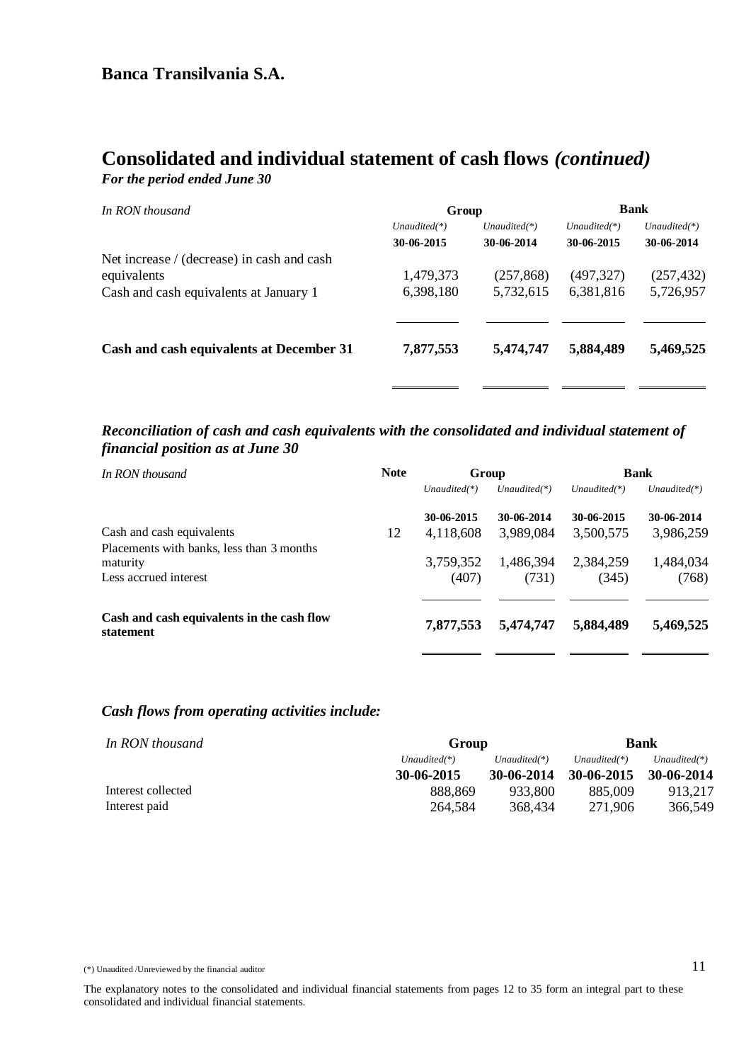## Banca Transilvania S.A.

# Consolidated and individual statement of cash flows *(continued)*

***For the period ended June 30***

| *In RON thousand* | Group | | Bank | |
|---|---|---|---|---|
| | *Unaudited(\*)* | *Unaudited(\*)* | *Unaudited(\*)* | *Unaudited(\*)* |
| | **30-06-2015** | **30-06-2014** | **30-06-2015** | **30-06-2014** |
| Net increase / (decrease) in cash and cash equivalents | 1,479,373 | (257,868) | (497,327) | (257,432) |
| Cash and cash equivalents at January 1 | 6,398,180 | 5,732,615 | 6,381,816 | 5,726,957 |
| **Cash and cash equivalents at December 31** | **7,877,553** | **5,474,747** | **5,884,489** | **5,469,525** |

### *Reconciliation of cash and cash equivalents with the consolidated and individual statement of financial position as at June 30*

| *In RON thousand* | **Note** | Group | | Bank | |
|---|---|---|---|---|---|
| | | *Unaudited(\*)* | *Unaudited(\*)* | *Unaudited(\*)* | *Unaudited(\*)* |
| | | **30-06-2015** | **30-06-2014** | **30-06-2015** | **30-06-2014** |
| Cash and cash equivalents | 12 | 4,118,608 | 3,989,084 | 3,500,575 | 3,986,259 |
| Placements with banks, less than 3 months maturity | | 3,759,352 | 1,486,394 | 2,384,259 | 1,484,034 |
| Less accrued interest | | (407) | (731) | (345) | (768) |
| **Cash and cash equivalents in the cash flow statement** | | **7,877,553** | **5,474,747** | **5,884,489** | **5,469,525** |

### *Cash flows from operating activities include:*

| *In RON thousand* | Group | | Bank | |
|---|---|---|---|---|
| | *Unaudited(\*)* | *Unaudited(\*)* | *Unaudited(\*)* | *Unaudited(\*)* |
| | **30-06-2015** | **30-06-2014** | **30-06-2015** | **30-06-2014** |
| Interest collected | 888,869 | 933,800 | 885,009 | 913,217 |
| Interest paid | 264,584 | 368,434 | 271,906 | 366,549 |

(*) Unaudited /Unreviewed by the financial auditor

The explanatory notes to the consolidated and individual financial statements from pages 12 to 35 form an integral part to these consolidated and individual financial statements.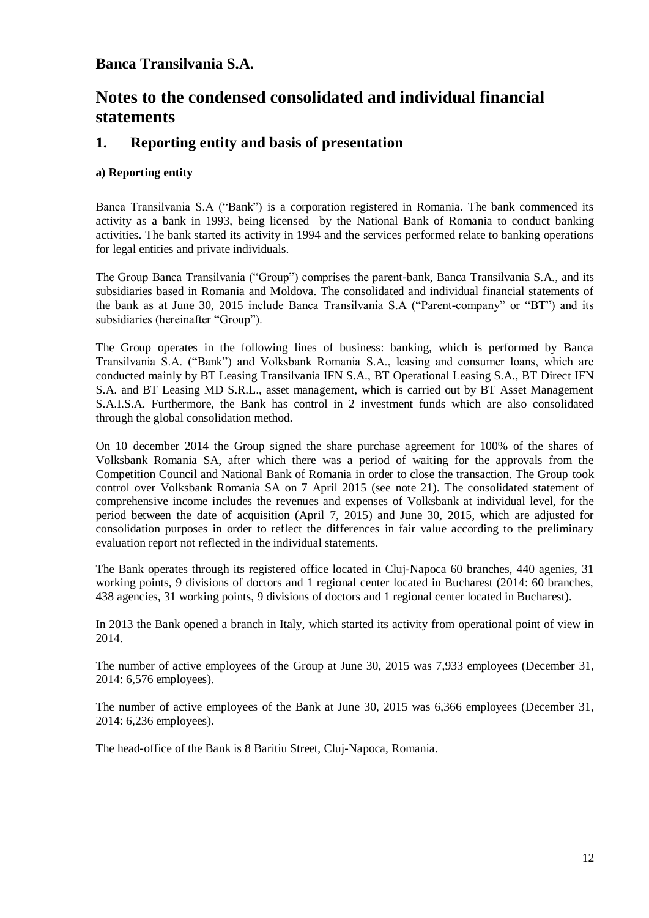**Banca Transilvania S.A.**

# Notes to the condensed consolidated and individual financial statements

## 1. Reporting entity and basis of presentation

**a) Reporting entity**

Banca Transilvania S.A ("Bank") is a corporation registered in Romania. The bank commenced its activity as a bank in 1993, being licensed by the National Bank of Romania to conduct banking activities. The bank started its activity in 1994 and the services performed relate to banking operations for legal entities and private individuals.

The Group Banca Transilvania ("Group") comprises the parent-bank, Banca Transilvania S.A., and its subsidiaries based in Romania and Moldova. The consolidated and individual financial statements of the bank as at June 30, 2015 include Banca Transilvania S.A ("Parent-company" or "BT") and its subsidiaries (hereinafter "Group").

The Group operates in the following lines of business: banking, which is performed by Banca Transilvania S.A. ("Bank") and Volksbank Romania S.A., leasing and consumer loans, which are conducted mainly by BT Leasing Transilvania IFN S.A., BT Operational Leasing S.A., BT Direct IFN S.A. and BT Leasing MD S.R.L., asset management, which is carried out by BT Asset Management S.A.I.S.A. Furthermore, the Bank has control in 2 investment funds which are also consolidated through the global consolidation method.

On 10 december 2014 the Group signed the share purchase agreement for 100% of the shares of Volksbank Romania SA, after which there was a period of waiting for the approvals from the Competition Council and National Bank of Romania in order to close the transaction. The Group took control over Volksbank Romania SA on 7 April 2015 (see note 21). The consolidated statement of comprehensive income includes the revenues and expenses of Volksbank at individual level, for the period between the date of acquisition (April 7, 2015) and June 30, 2015, which are adjusted for consolidation purposes in order to reflect the differences in fair value according to the preliminary evaluation report not reflected in the individual statements.

The Bank operates through its registered office located in Cluj-Napoca 60 branches, 440 agenies, 31 working points, 9 divisions of doctors and 1 regional center located in Bucharest (2014: 60 branches, 438 agencies, 31 working points, 9 divisions of doctors and 1 regional center located in Bucharest).

In 2013 the Bank opened a branch in Italy, which started its activity from operational point of view in 2014.

The number of active employees of the Group at June 30, 2015 was 7,933 employees (December 31, 2014: 6,576 employees).

The number of active employees of the Bank at June 30, 2015 was 6,366 employees (December 31, 2014: 6,236 employees).

The head-office of the Bank is 8 Baritiu Street, Cluj-Napoca, Romania.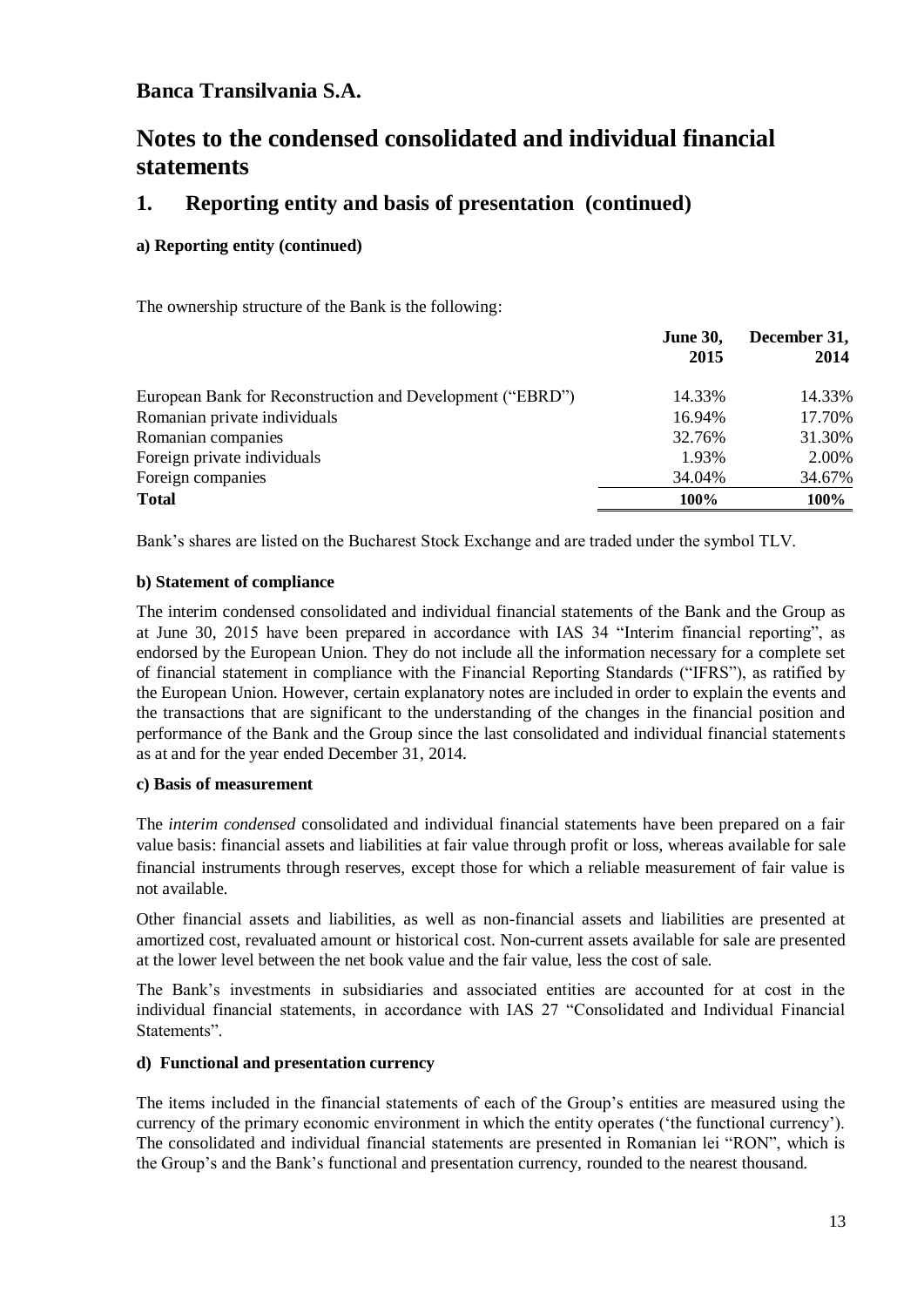## Banca Transilvania S.A.

# Notes to the condensed consolidated and individual financial statements

## 1. Reporting entity and basis of presentation (continued)

### a) Reporting entity (continued)

The ownership structure of the Bank is the following:

| | **June 30, 2015** | **December 31, 2014** |
|---|---|---|
| European Bank for Reconstruction and Development ("EBRD") | 14.33% | 14.33% |
| Romanian private individuals | 16.94% | 17.70% |
| Romanian companies | 32.76% | 31.30% |
| Foreign private individuals | 1.93% | 2.00% |
| Foreign companies | 34.04% | 34.67% |
| **Total** | **100%** | **100%** |

Bank's shares are listed on the Bucharest Stock Exchange and are traded under the symbol TLV.

### b) Statement of compliance

The interim condensed consolidated and individual financial statements of the Bank and the Group as at June 30, 2015 have been prepared in accordance with IAS 34 "Interim financial reporting", as endorsed by the European Union. They do not include all the information necessary for a complete set of financial statement in compliance with the Financial Reporting Standards ("IFRS"), as ratified by the European Union. However, certain explanatory notes are included in order to explain the events and the transactions that are significant to the understanding of the changes in the financial position and performance of the Bank and the Group since the last consolidated and individual financial statements as at and for the year ended December 31, 2014.

### c) Basis of measurement

The *interim condensed* consolidated and individual financial statements have been prepared on a fair value basis: financial assets and liabilities at fair value through profit or loss, whereas available for sale financial instruments through reserves, except those for which a reliable measurement of fair value is not available.

Other financial assets and liabilities, as well as non-financial assets and liabilities are presented at amortized cost, revaluated amount or historical cost. Non-current assets available for sale are presented at the lower level between the net book value and the fair value, less the cost of sale.

The Bank's investments in subsidiaries and associated entities are accounted for at cost in the individual financial statements, in accordance with IAS 27 "Consolidated and Individual Financial Statements".

### d) Functional and presentation currency

The items included in the financial statements of each of the Group's entities are measured using the currency of the primary economic environment in which the entity operates ('the functional currency'). The consolidated and individual financial statements are presented in Romanian lei "RON", which is the Group's and the Bank's functional and presentation currency, rounded to the nearest thousand.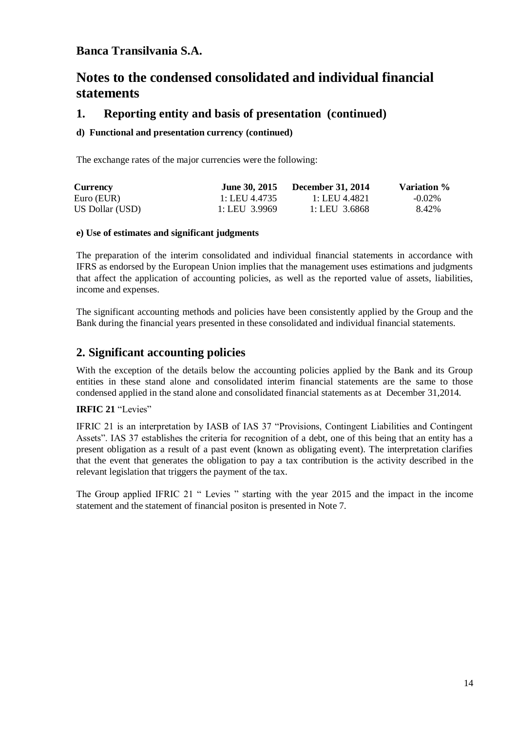**Banca Transilvania S.A.**

# Notes to the condensed consolidated and individual financial statements

## 1. Reporting entity and basis of presentation (continued)

**d) Functional and presentation currency (continued)**

The exchange rates of the major currencies were the following:

| **Currency** | **June 30, 2015** | **December 31, 2014** | **Variation %** |
|---|---|---|---|
| Euro (EUR) | 1: LEU 4.4735 | 1: LEU 4.4821 | -0.02% |
| US Dollar (USD) | 1: LEU 3.9969 | 1: LEU 3.6868 | 8.42% |

**e) Use of estimates and significant judgments**

The preparation of the interim consolidated and individual financial statements in accordance with IFRS as endorsed by the European Union implies that the management uses estimations and judgments that affect the application of accounting policies, as well as the reported value of assets, liabilities, income and expenses.

The significant accounting methods and policies have been consistently applied by the Group and the Bank during the financial years presented in these consolidated and individual financial statements.

## 2. Significant accounting policies

With the exception of the details below the accounting policies applied by the Bank and its Group entities in these stand alone and consolidated interim financial statements are the same to those condensed applied in the stand alone and consolidated financial statements as at December 31,2014.

**IRFIC 21** "Levies"

IFRIC 21 is an interpretation by IASB of IAS 37 "Provisions, Contingent Liabilities and Contingent Assets". IAS 37 establishes the criteria for recognition of a debt, one of this being that an entity has a present obligation as a result of a past event (known as obligating event). The interpretation clarifies that the event that generates the obligation to pay a tax contribution is the activity described in the relevant legislation that triggers the payment of the tax.

The Group applied IFRIC 21 " Levies " starting with the year 2015 and the impact in the income statement and the statement of financial positon is presented in Note 7.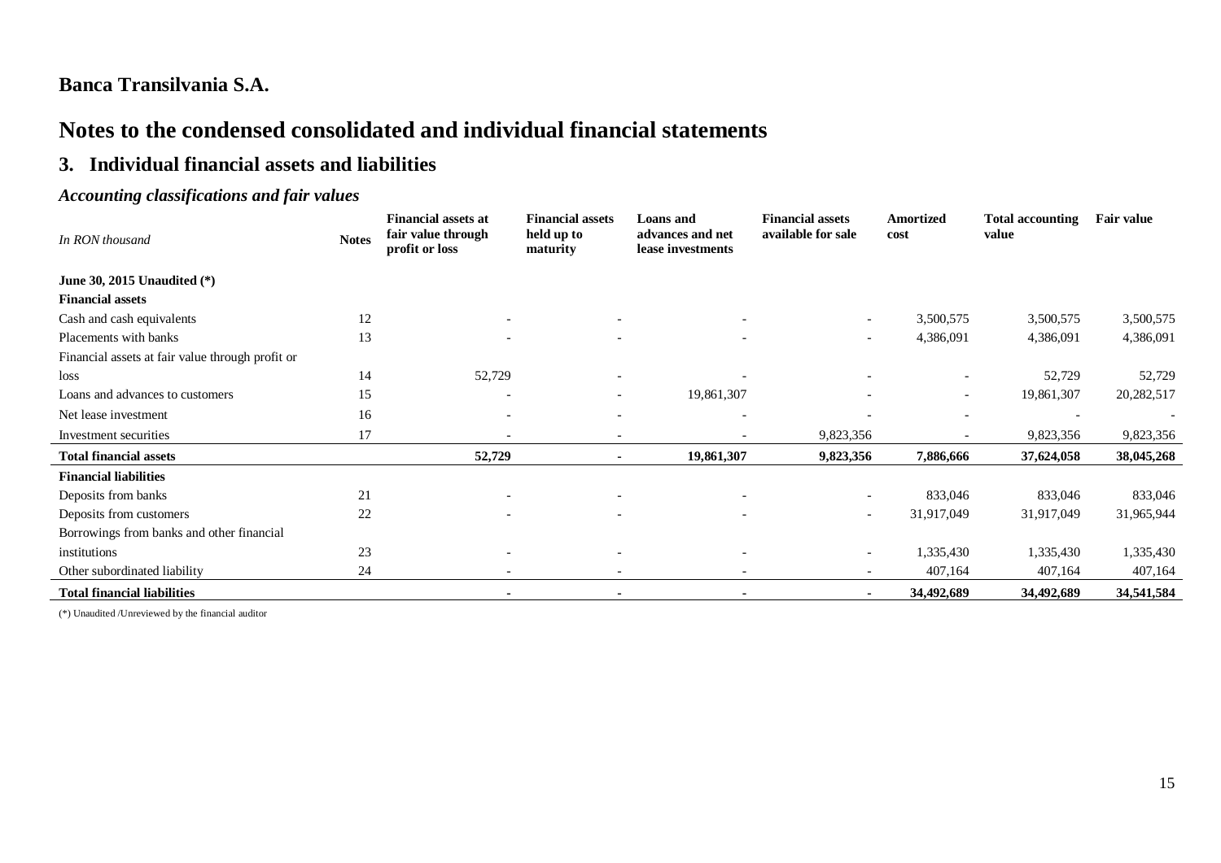**Banca Transilvania S.A.**

# Notes to the condensed consolidated and individual financial statements

## 3. Individual financial assets and liabilities

### *Accounting classifications and fair values*

| *In RON thousand* | Notes | Financial assets at fair value through profit or loss | Financial assets held up to maturity | Loans and advances and net lease investments | Financial assets available for sale | Amortized cost | Total accounting value | Fair value |
|---|---|---|---|---|---|---|---|---|
| **June 30, 2015 Unaudited (\*)** | | | | | | | | |
| **Financial assets** | | | | | | | | |
| Cash and cash equivalents | 12 | - | - | - | - | 3,500,575 | 3,500,575 | 3,500,575 |
| Placements with banks | 13 | - | - | - | - | 4,386,091 | 4,386,091 | 4,386,091 |
| Financial assets at fair value through profit or loss | 14 | 52,729 | - | - | - | - | 52,729 | 52,729 |
| Loans and advances to customers | 15 | - | - | 19,861,307 | - | - | 19,861,307 | 20,282,517 |
| Net lease investment | 16 | - | - | - | - | - | - | - |
| Investment securities | 17 | - | - | - | 9,823,356 | - | 9,823,356 | 9,823,356 |
| **Total financial assets** | | **52,729** | **-** | **19,861,307** | **9,823,356** | **7,886,666** | **37,624,058** | **38,045,268** |
| **Financial liabilities** | | | | | | | | |
| Deposits from banks | 21 | - | - | - | - | 833,046 | 833,046 | 833,046 |
| Deposits from customers | 22 | - | - | - | - | 31,917,049 | 31,917,049 | 31,965,944 |
| Borrowings from banks and other financial institutions | 23 | - | - | - | - | 1,335,430 | 1,335,430 | 1,335,430 |
| Other subordinated liability | 24 | - | - | - | - | 407,164 | 407,164 | 407,164 |
| **Total financial liabilities** | | **-** | **-** | **-** | **-** | **34,492,689** | **34,492,689** | **34,541,584** |

(\*) Unaudited /Unreviewed by the financial auditor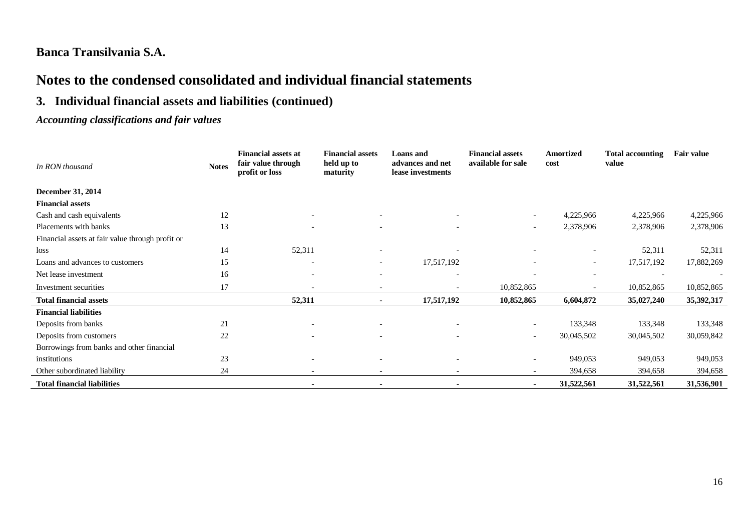## Banca Transilvania S.A.

# Notes to the condensed consolidated and individual financial statements

## 3. Individual financial assets and liabilities (continued)

### *Accounting classifications and fair values*

| *In RON thousand* | Notes | Financial assets at fair value through profit or loss | Financial assets held up to maturity | Loans and advances and net lease investments | Financial assets available for sale | Amortized cost | Total accounting value | Fair value |
|---|---|---|---|---|---|---|---|---|
| **December 31, 2014** | | | | | | | | |
| **Financial assets** | | | | | | | | |
| Cash and cash equivalents | 12 | - | - | - | - | 4,225,966 | 4,225,966 | 4,225,966 |
| Placements with banks | 13 | - | - | - | - | 2,378,906 | 2,378,906 | 2,378,906 |
| Financial assets at fair value through profit or loss | 14 | 52,311 | - | - | - | - | 52,311 | 52,311 |
| Loans and advances to customers | 15 | - | - | 17,517,192 | - | - | 17,517,192 | 17,882,269 |
| Net lease investment | 16 | - | - | - | - | - | - | - |
| Investment securities | 17 | - | - | - | 10,852,865 | - | 10,852,865 | 10,852,865 |
| **Total financial assets** | | **52,311** | **-** | **17,517,192** | **10,852,865** | **6,604,872** | **35,027,240** | **35,392,317** |
| **Financial liabilities** | | | | | | | | |
| Deposits from banks | 21 | - | - | - | - | 133,348 | 133,348 | 133,348 |
| Deposits from customers | 22 | - | - | - | - | 30,045,502 | 30,045,502 | 30,059,842 |
| Borrowings from banks and other financial institutions | 23 | - | - | - | - | 949,053 | 949,053 | 949,053 |
| Other subordinated liability | 24 | - | - | - | - | 394,658 | 394,658 | 394,658 |
| **Total financial liabilities** | | **-** | **-** | **-** | **-** | **31,522,561** | **31,522,561** | **31,536,901** |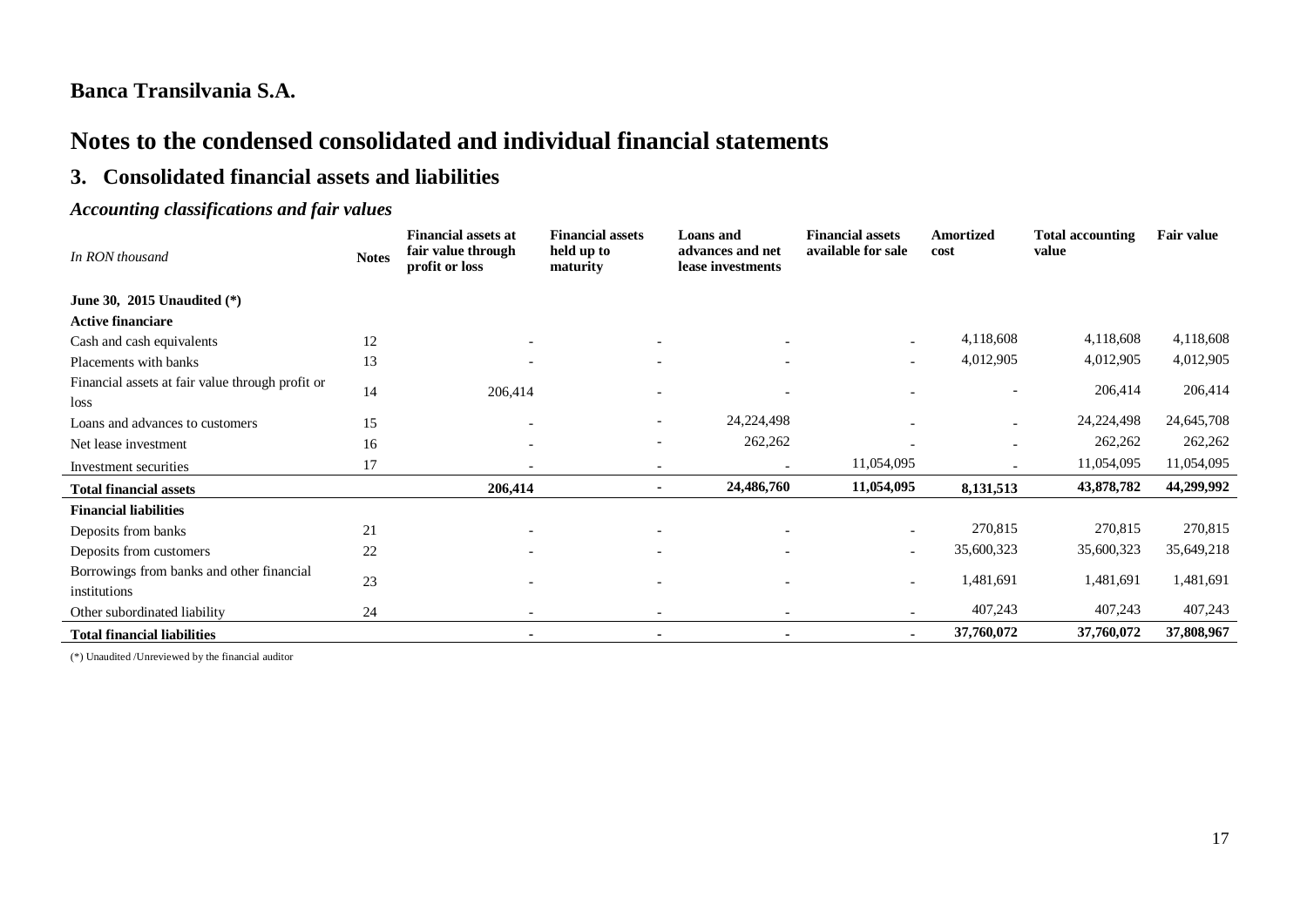## Banca Transilvania S.A.

# Notes to the condensed consolidated and individual financial statements

## 3. Consolidated financial assets and liabilities

### *Accounting classifications and fair values*

| *In RON thousand* | Notes | Financial assets at fair value through profit or loss | Financial assets held up to maturity | Loans and advances and net lease investments | Financial assets available for sale | Amortized cost | Total accounting value | Fair value |
|---|---|---|---|---|---|---|---|---|
| **June 30, 2015 Unaudited (\*)** | | | | | | | | |
| **Active financiare** | | | | | | | | |
| Cash and cash equivalents | 12 | - | - | - | - | 4,118,608 | 4,118,608 | 4,118,608 |
| Placements with banks | 13 | - | - | - | - | 4,012,905 | 4,012,905 | 4,012,905 |
| Financial assets at fair value through profit or loss | 14 | 206,414 | - | - | - | - | 206,414 | 206,414 |
| Loans and advances to customers | 15 | - | - | 24,224,498 | - | - | 24,224,498 | 24,645,708 |
| Net lease investment | 16 | - | - | 262,262 | - | - | 262,262 | 262,262 |
| Investment securities | 17 | - | - | - | 11,054,095 | - | 11,054,095 | 11,054,095 |
| **Total financial assets** | | **206,414** | **-** | **24,486,760** | **11,054,095** | **8,131,513** | **43,878,782** | **44,299,992** |
| **Financial liabilities** | | | | | | | | |
| Deposits from banks | 21 | - | - | - | - | 270,815 | 270,815 | 270,815 |
| Deposits from customers | 22 | - | - | - | - | 35,600,323 | 35,600,323 | 35,649,218 |
| Borrowings from banks and other financial institutions | 23 | - | - | - | - | 1,481,691 | 1,481,691 | 1,481,691 |
| Other subordinated liability | 24 | - | - | - | - | 407,243 | 407,243 | 407,243 |
| **Total financial liabilities** | | **-** | **-** | **-** | **-** | **37,760,072** | **37,760,072** | **37,808,967** |

(*) Unaudited /Unreviewed by the financial auditor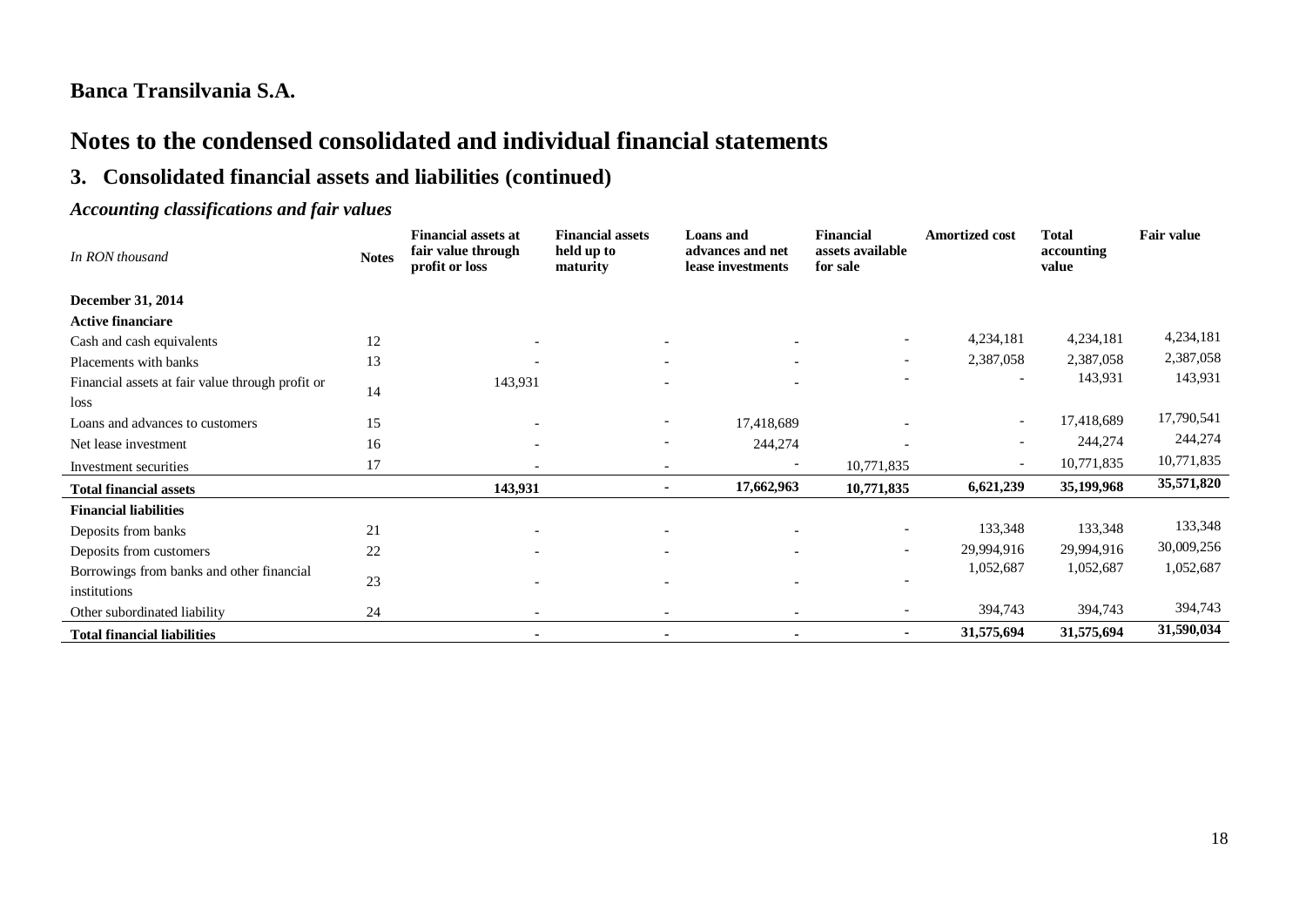## Banca Transilvania S.A.

# Notes to the condensed consolidated and individual financial statements

## 3. Consolidated financial assets and liabilities (continued)

### *Accounting classifications and fair values*

| *In RON thousand* | Notes | Financial assets at fair value through profit or loss | Financial assets held up to maturity | Loans and advances and net lease investments | Financial assets available for sale | Amortized cost | Total accounting value | Fair value |
|---|---|---|---|---|---|---|---|---|
| **December 31, 2014** | | | | | | | | |
| **Active financiare** | | | | | | | | |
| Cash and cash equivalents | 12 | - | - | - | - | 4,234,181 | 4,234,181 | 4,234,181 |
| Placements with banks | 13 | - | - | - | - | 2,387,058 | 2,387,058 | 2,387,058 |
| Financial assets at fair value through profit or loss | 14 | 143,931 | - | - | - | - | 143,931 | 143,931 |
| Loans and advances to customers | 15 | - | - | 17,418,689 | - | - | 17,418,689 | 17,790,541 |
| Net lease investment | 16 | - | - | 244,274 | - | - | 244,274 | 244,274 |
| Investment securities | 17 | - | - | - | 10,771,835 | - | 10,771,835 | 10,771,835 |
| **Total financial assets** | | **143,931** | **-** | **17,662,963** | **10,771,835** | **6,621,239** | **35,199,968** | **35,571,820** |
| **Financial liabilities** | | | | | | | | |
| Deposits from banks | 21 | - | - | - | - | 133,348 | 133,348 | 133,348 |
| Deposits from customers | 22 | - | - | - | - | 29,994,916 | 29,994,916 | 30,009,256 |
| Borrowings from banks and other financial institutions | 23 | - | - | - | - | 1,052,687 | 1,052,687 | 1,052,687 |
| Other subordinated liability | 24 | - | - | - | - | 394,743 | 394,743 | 394,743 |
| **Total financial liabilities** | | **-** | **-** | **-** | **-** | **31,575,694** | **31,575,694** | **31,590,034** |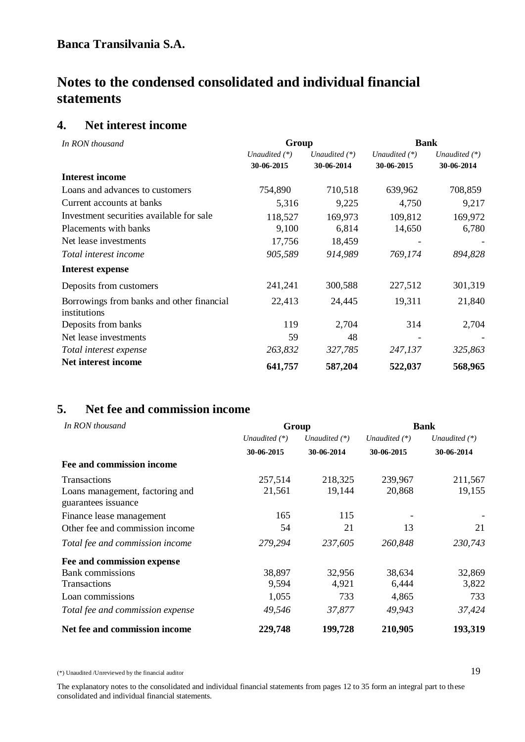**Banca Transilvania S.A.**

# Notes to the condensed consolidated and individual financial statements

## 4. Net interest income

| *In RON thousand* | Group | | Bank | |
|---|---|---|---|---|
| | *Unaudited (\*)* | *Unaudited (\*)* | *Unaudited (\*)* | *Unaudited (\*)* |
| | **30-06-2015** | **30-06-2014** | **30-06-2015** | **30-06-2014** |
| **Interest income** | | | | |
| Loans and advances to customers | 754,890 | 710,518 | 639,962 | 708,859 |
| Current accounts at banks | 5,316 | 9,225 | 4,750 | 9,217 |
| Investment securities available for sale | 118,527 | 169,973 | 109,812 | 169,972 |
| Placements with banks | 9,100 | 6,814 | 14,650 | 6,780 |
| Net lease investments | 17,756 | 18,459 | - | - |
| *Total interest income* | *905,589* | *914,989* | *769,174* | *894,828* |
| **Interest expense** | | | | |
| Deposits from customers | 241,241 | 300,588 | 227,512 | 301,319 |
| Borrowings from banks and other financial institutions | 22,413 | 24,445 | 19,311 | 21,840 |
| Deposits from banks | 119 | 2,704 | 314 | 2,704 |
| Net lease investments | 59 | 48 | - | - |
| *Total interest expense* | *263,832* | *327,785* | *247,137* | *325,863* |
| **Net interest income** | **641,757** | **587,204** | **522,037** | **568,965** |

## 5. Net fee and commission income

| *In RON thousand* | Group | | Bank | |
|---|---|---|---|---|
| | *Unaudited (\*)* | *Unaudited (\*)* | *Unaudited (\*)* | *Unaudited (\*)* |
| | **30-06-2015** | **30-06-2014** | **30-06-2015** | **30-06-2014** |
| **Fee and commission income** | | | | |
| Transactions | 257,514 | 218,325 | 239,967 | 211,567 |
| Loans management, factoring and guarantees issuance | 21,561 | 19,144 | 20,868 | 19,155 |
| Finance lease management | 165 | 115 | - | - |
| Other fee and commission income | 54 | 21 | 13 | 21 |
| *Total fee and commission income* | *279,294* | *237,605* | *260,848* | *230,743* |
| **Fee and commission expense** | | | | |
| Bank commissions | 38,897 | 32,956 | 38,634 | 32,869 |
| Transactions | 9,594 | 4,921 | 6,444 | 3,822 |
| Loan commissions | 1,055 | 733 | 4,865 | 733 |
| *Total fee and commission expense* | *49,546* | *37,877* | *49,943* | *37,424* |
| **Net fee and commission income** | **229,748** | **199,728** | **210,905** | **193,319** |

(*) Unaudited /Unreviewed by the financial auditor

The explanatory notes to the consolidated and individual financial statements from pages 12 to 35 form an integral part to these consolidated and individual financial statements.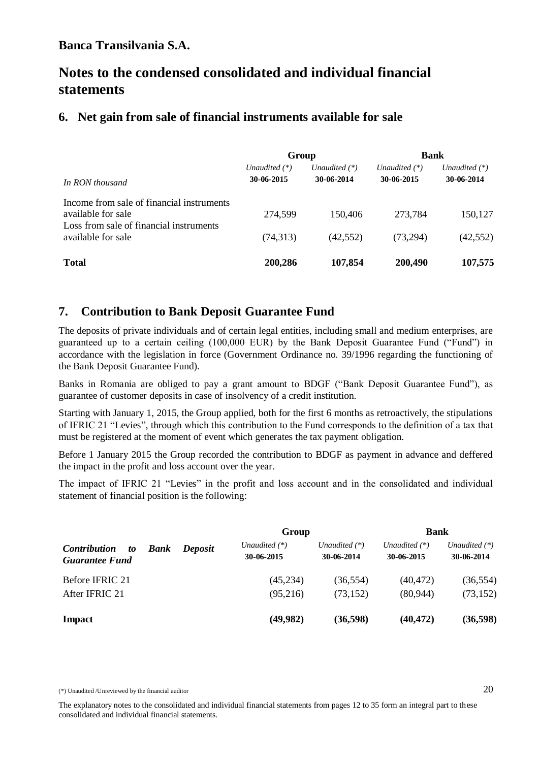**Banca Transilvania S.A.**

# Notes to the condensed consolidated and individual financial statements

## 6. Net gain from sale of financial instruments available for sale

| | Group | | Bank | |
|---|---|---|---|---|
| *In RON thousand* | *Unaudited (\*)* **30-06-2015** | *Unaudited (\*)* **30-06-2014** | *Unaudited (\*)* **30-06-2015** | *Unaudited (\*)* **30-06-2014** |
| Income from sale of financial instruments available for sale | 274,599 | 150,406 | 273,784 | 150,127 |
| Loss from sale of financial instruments available for sale | (74,313) | (42,552) | (73,294) | (42,552) |
| **Total** | **200,286** | **107,854** | **200,490** | **107,575** |

## 7. Contribution to Bank Deposit Guarantee Fund

The deposits of private individuals and of certain legal entities, including small and medium enterprises, are guaranteed up to a certain ceiling (100,000 EUR) by the Bank Deposit Guarantee Fund ("Fund") in accordance with the legislation in force (Government Ordinance no. 39/1996 regarding the functioning of the Bank Deposit Guarantee Fund).

Banks in Romania are obliged to pay a grant amount to BDGF ("Bank Deposit Guarantee Fund"), as guarantee of customer deposits in case of insolvency of a credit institution.

Starting with January 1, 2015, the Group applied, both for the first 6 months as retroactively, the stipulations of IFRIC 21 "Levies", through which this contribution to the Fund corresponds to the definition of a tax that must be registered at the moment of event which generates the tax payment obligation.

Before 1 January 2015 the Group recorded the contribution to BDGF as payment in advance and deffered the impact in the profit and loss account over the year.

The impact of IFRIC 21 "Levies" in the profit and loss account and in the consolidated and individual statement of financial position is the following:

| | Group | | Bank | |
|---|---|---|---|---|
| ***Contribution to Bank Deposit Guarantee Fund*** | *Unaudited (\*)* **30-06-2015** | *Unaudited (\*)* **30-06-2014** | *Unaudited (\*)* **30-06-2015** | *Unaudited (\*)* **30-06-2014** |
| Before IFRIC 21 | (45,234) | (36,554) | (40,472) | (36,554) |
| After IFRIC 21 | (95,216) | (73,152) | (80,944) | (73,152) |
| **Impact** | **(49,982)** | **(36,598)** | **(40,472)** | **(36,598)** |

(\*) Unaudited /Unreviewed by the financial auditor

The explanatory notes to the consolidated and individual financial statements from pages 12 to 35 form an integral part to these consolidated and individual financial statements.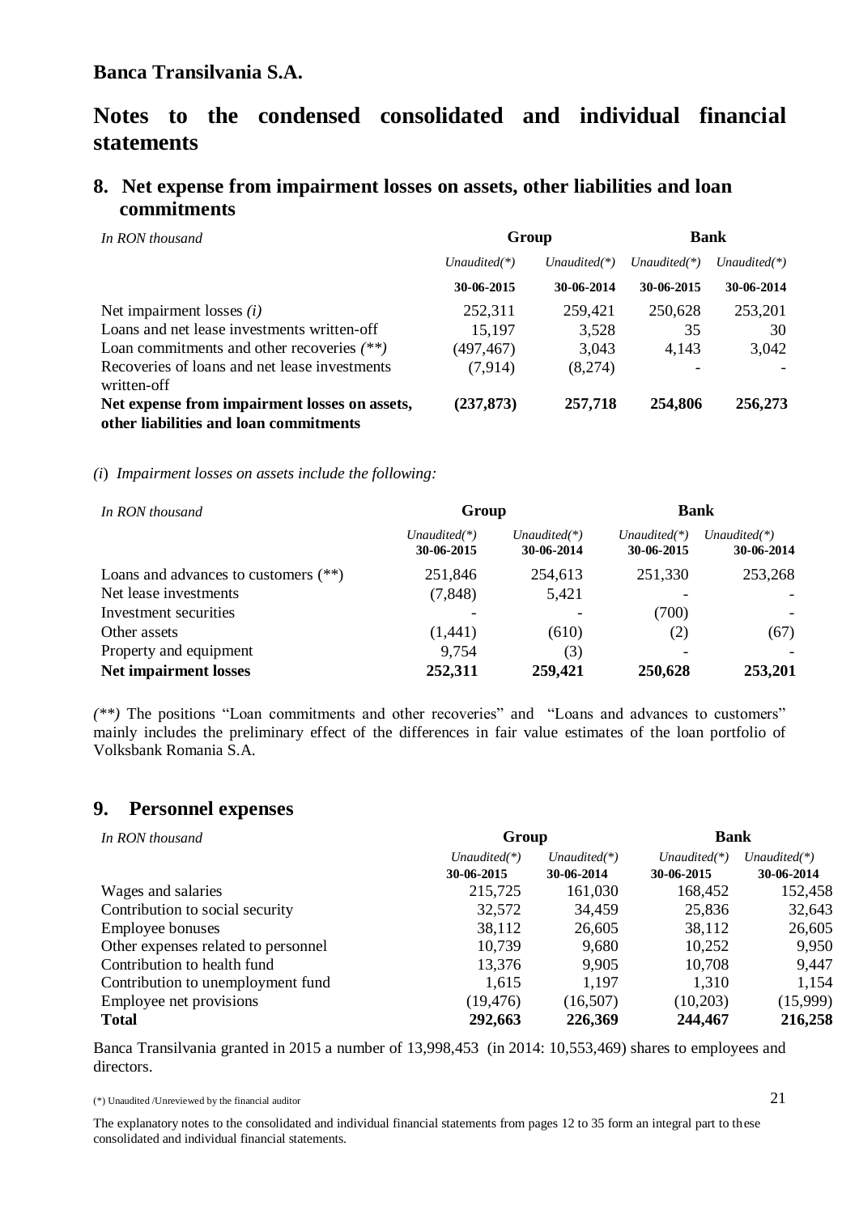# Banca Transilvania S.A.

# Notes to the condensed consolidated and individual financial statements

## 8. Net expense from impairment losses on assets, other liabilities and loan commitments

| *In RON thousand* | Group | | Bank | |
|---|---|---|---|---|
| | *Unaudited(\*)* | *Unaudited(\*)* | *Unaudited(\*)* | *Unaudited(\*)* |
| | **30-06-2015** | **30-06-2014** | **30-06-2015** | **30-06-2014** |
| Net impairment losses *(i)* | 252,311 | 259,421 | 250,628 | 253,201 |
| Loans and net lease investments written-off | 15,197 | 3,528 | 35 | 30 |
| Loan commitments and other recoveries *(\*\*)* | (497,467) | 3,043 | 4,143 | 3,042 |
| Recoveries of loans and net lease investments written-off | (7,914) | (8,274) | - | - |
| **Net expense from impairment losses on assets, other liabilities and loan commitments** | **(237,873)** | **257,718** | **254,806** | **256,273** |

*(i) Impairment losses on assets include the following:*

| *In RON thousand* | Group | | Bank | |
|---|---|---|---|---|
| | *Unaudited(\*)* 30-06-2015 | *Unaudited(\*)* 30-06-2014 | *Unaudited(\*)* 30-06-2015 | *Unaudited(\*)* 30-06-2014 |
| Loans and advances to customers (\*\*) | 251,846 | 254,613 | 251,330 | 253,268 |
| Net lease investments | (7,848) | 5,421 | - | - |
| Investment securities | - | - | (700) | - |
| Other assets | (1,441) | (610) | (2) | (67) |
| Property and equipment | 9,754 | (3) | - | - |
| **Net impairment losses** | **252,311** | **259,421** | **250,628** | **253,201** |

*(\*\*)* The positions "Loan commitments and other recoveries" and "Loans and advances to customers" mainly includes the preliminary effect of the differences in fair value estimates of the loan portfolio of Volksbank Romania S.A.

## 9. Personnel expenses

| *In RON thousand* | Group | | Bank | |
|---|---|---|---|---|
| | *Unaudited(\*)* 30-06-2015 | *Unaudited(\*)* 30-06-2014 | *Unaudited(\*)* 30-06-2015 | *Unaudited(\*)* 30-06-2014 |
| Wages and salaries | 215,725 | 161,030 | 168,452 | 152,458 |
| Contribution to social security | 32,572 | 34,459 | 25,836 | 32,643 |
| Employee bonuses | 38,112 | 26,605 | 38,112 | 26,605 |
| Other expenses related to personnel | 10,739 | 9,680 | 10,252 | 9,950 |
| Contribution to health fund | 13,376 | 9,905 | 10,708 | 9,447 |
| Contribution to unemployment fund | 1,615 | 1,197 | 1,310 | 1,154 |
| Employee net provisions | (19,476) | (16,507) | (10,203) | (15,999) |
| **Total** | **292,663** | **226,369** | **244,467** | **216,258** |

Banca Transilvania granted in 2015 a number of 13,998,453 (in 2014: 10,553,469) shares to employees and directors.

(\*) Unaudited /Unreviewed by the financial auditor

The explanatory notes to the consolidated and individual financial statements from pages 12 to 35 form an integral part to these consolidated and individual financial statements.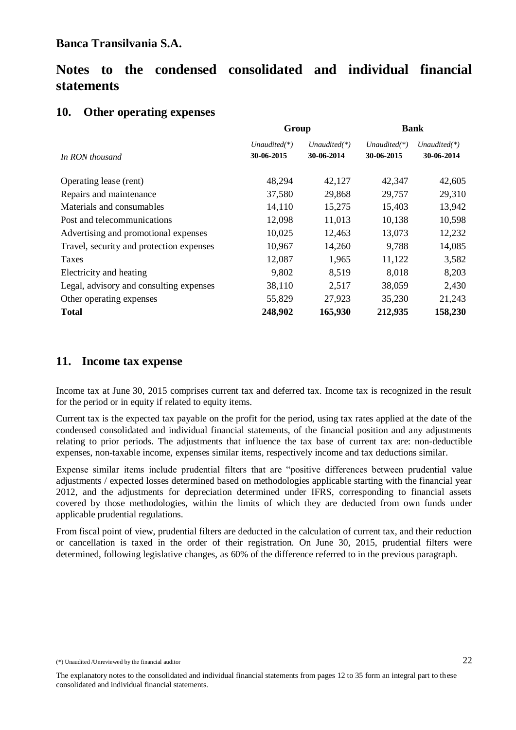## Banca Transilvania S.A.

# Notes to the condensed consolidated and individual financial statements

## 10. Other operating expenses

| | Group | | Bank | |
|---|---|---|---|---|
| *In RON thousand* | *Unaudited(*)* **30-06-2015** | *Unaudited(*)* **30-06-2014** | *Unaudited(*)* **30-06-2015** | *Unaudited(*)* **30-06-2014** |
| Operating lease (rent) | 48,294 | 42,127 | 42,347 | 42,605 |
| Repairs and maintenance | 37,580 | 29,868 | 29,757 | 29,310 |
| Materials and consumables | 14,110 | 15,275 | 15,403 | 13,942 |
| Post and telecommunications | 12,098 | 11,013 | 10,138 | 10,598 |
| Advertising and promotional expenses | 10,025 | 12,463 | 13,073 | 12,232 |
| Travel, security and protection expenses | 10,967 | 14,260 | 9,788 | 14,085 |
| Taxes | 12,087 | 1,965 | 11,122 | 3,582 |
| Electricity and heating | 9,802 | 8,519 | 8,018 | 8,203 |
| Legal, advisory and consulting expenses | 38,110 | 2,517 | 38,059 | 2,430 |
| Other operating expenses | 55,829 | 27,923 | 35,230 | 21,243 |
| **Total** | **248,902** | **165,930** | **212,935** | **158,230** |

## 11. Income tax expense

Income tax at June 30, 2015 comprises current tax and deferred tax. Income tax is recognized in the result for the period or in equity if related to equity items.

Current tax is the expected tax payable on the profit for the period, using tax rates applied at the date of the condensed consolidated and individual financial statements, of the financial position and any adjustments relating to prior periods. The adjustments that influence the tax base of current tax are: non-deductible expenses, non-taxable income, expenses similar items, respectively income and tax deductions similar.

Expense similar items include prudential filters that are "positive differences between prudential value adjustments / expected losses determined based on methodologies applicable starting with the financial year 2012, and the adjustments for depreciation determined under IFRS, corresponding to financial assets covered by those methodologies, within the limits of which they are deducted from own funds under applicable prudential regulations.

From fiscal point of view, prudential filters are deducted in the calculation of current tax, and their reduction or cancellation is taxed in the order of their registration. On June 30, 2015, prudential filters were determined, following legislative changes, as 60% of the difference referred to in the previous paragraph.

(*) Unaudited /Unreviewed by the financial auditor

The explanatory notes to the consolidated and individual financial statements from pages 12 to 35 form an integral part to these consolidated and individual financial statements.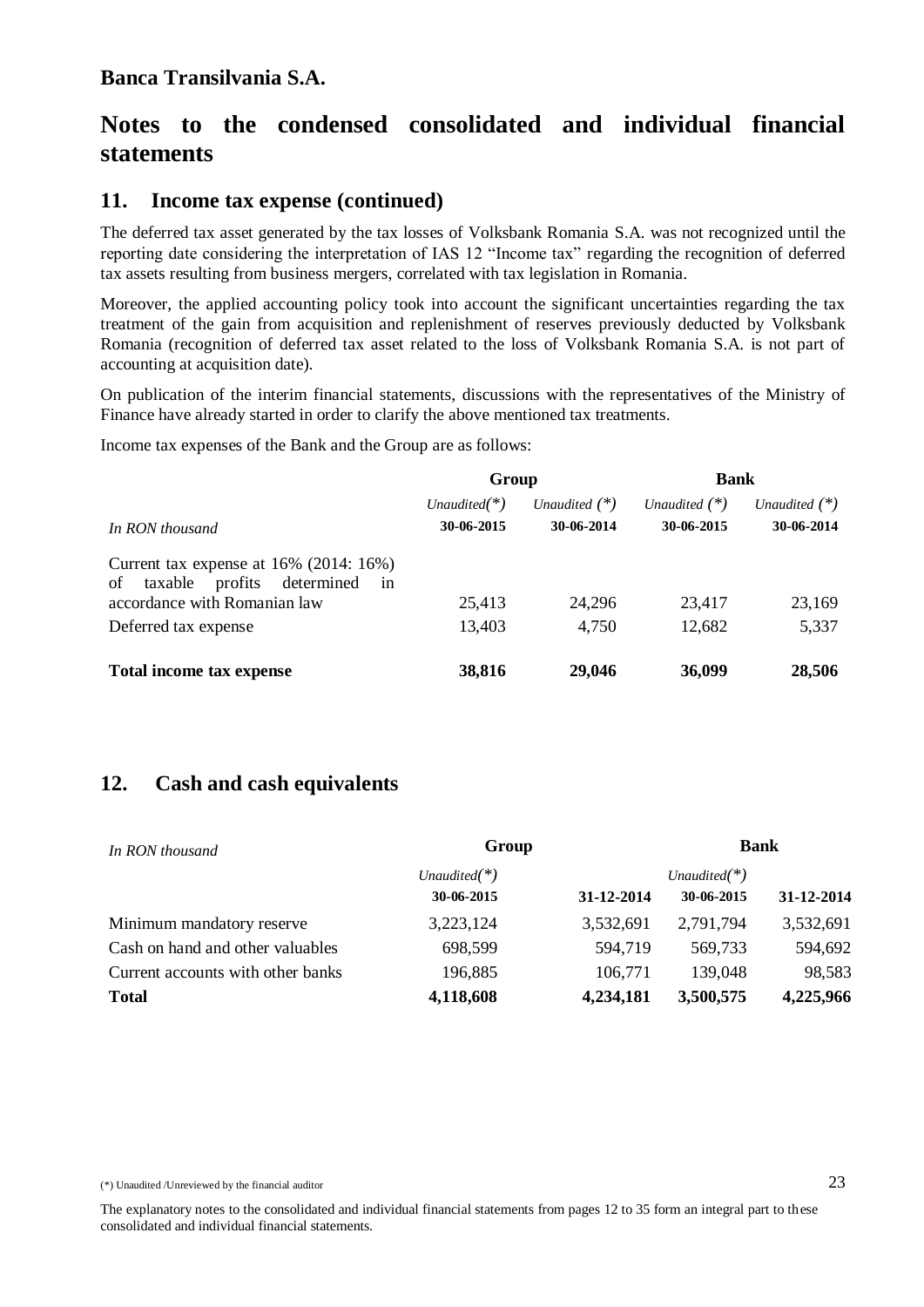## Notes to the condensed consolidated and individual financial statements

### 11. Income tax expense (continued)

The deferred tax asset generated by the tax losses of Volksbank Romania S.A. was not recognized until the reporting date considering the interpretation of IAS 12 "Income tax" regarding the recognition of deferred tax assets resulting from business mergers, correlated with tax legislation in Romania.

Moreover, the applied accounting policy took into account the significant uncertainties regarding the tax treatment of the gain from acquisition and replenishment of reserves previously deducted by Volksbank Romania (recognition of deferred tax asset related to the loss of Volksbank Romania S.A. is not part of accounting at acquisition date).

On publication of the interim financial statements, discussions with the representatives of the Ministry of Finance have already started in order to clarify the above mentioned tax treatments.

Income tax expenses of the Bank and the Group are as follows:

| | Group | | Bank | |
|---|---|---|---|---|
| | *Unaudited(\*)* | *Unaudited (\*)* | *Unaudited (\*)* | *Unaudited (\*)* |
| *In RON thousand* | **30-06-2015** | **30-06-2014** | **30-06-2015** | **30-06-2014** |
| Current tax expense at 16% (2014: 16%) of taxable profits determined in accordance with Romanian law | 25,413 | 24,296 | 23,417 | 23,169 |
| Deferred tax expense | 13,403 | 4,750 | 12,682 | 5,337 |
| **Total income tax expense** | **38,816** | **29,046** | **36,099** | **28,506** |

### 12. Cash and cash equivalents

| *In RON thousand* | Group | | Bank | |
|---|---|---|---|---|
| | *Unaudited(\*)* | | *Unaudited(\*)* | |
| | **30-06-2015** | **31-12-2014** | **30-06-2015** | **31-12-2014** |
| Minimum mandatory reserve | 3,223,124 | 3,532,691 | 2,791,794 | 3,532,691 |
| Cash on hand and other valuables | 698,599 | 594,719 | 569,733 | 594,692 |
| Current accounts with other banks | 196,885 | 106,771 | 139,048 | 98,583 |
| **Total** | **4,118,608** | **4,234,181** | **3,500,575** | **4,225,966** |

(*) Unaudited /Unreviewed by the financial auditor

The explanatory notes to the consolidated and individual financial statements from pages 12 to 35 form an integral part to these consolidated and individual financial statements.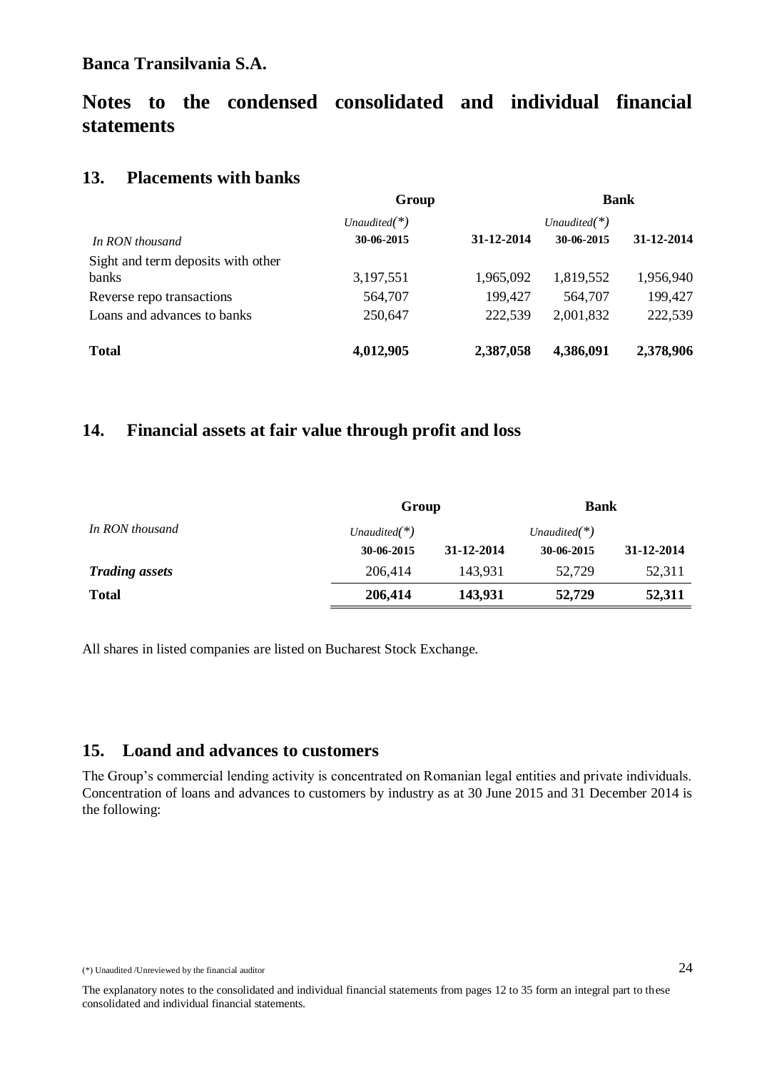Banca Transilvania S.A.

# Notes to the condensed consolidated and individual financial statements

## 13. Placements with banks

| | Group | | Bank | |
|---|---|---|---|---|
| | *Unaudited(*)* | | *Unaudited(*)* | |
| *In RON thousand* | **30-06-2015** | **31-12-2014** | **30-06-2015** | **31-12-2014** |
| Sight and term deposits with other banks | 3,197,551 | 1,965,092 | 1,819,552 | 1,956,940 |
| Reverse repo transactions | 564,707 | 199,427 | 564,707 | 199,427 |
| Loans and advances to banks | 250,647 | 222,539 | 2,001,832 | 222,539 |
| **Total** | **4,012,905** | **2,387,058** | **4,386,091** | **2,378,906** |

## 14. Financial assets at fair value through profit and loss

| | Group | | Bank | |
|---|---|---|---|---|
| *In RON thousand* | *Unaudited(*)* | | *Unaudited(*)* | |
| | **30-06-2015** | **31-12-2014** | **30-06-2015** | **31-12-2014** |
| ***Trading assets*** | 206,414 | 143,931 | 52,729 | 52,311 |
| **Total** | **206,414** | **143,931** | **52,729** | **52,311** |

All shares in listed companies are listed on Bucharest Stock Exchange.

## 15. Loand and advances to customers

The Group's commercial lending activity is concentrated on Romanian legal entities and private individuals. Concentration of loans and advances to customers by industry as at 30 June 2015 and 31 December 2014 is the following:

(*) Unaudited /Unreviewed by the financial auditor

The explanatory notes to the consolidated and individual financial statements from pages 12 to 35 form an integral part to these consolidated and individual financial statements.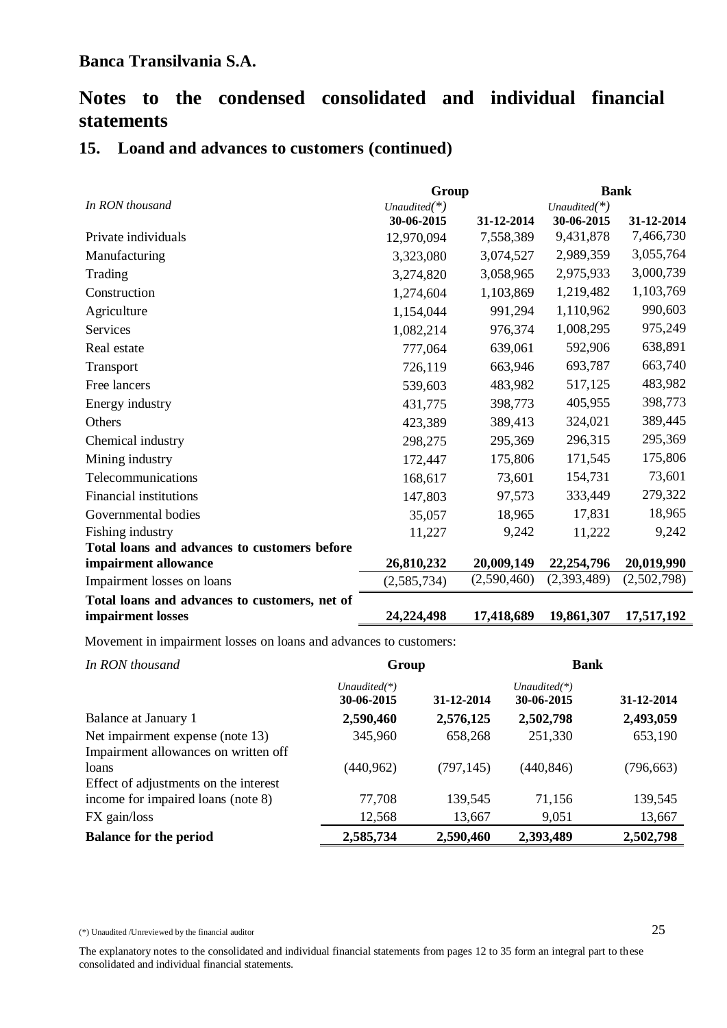**Banca Transilvania S.A.**

# Notes to the condensed consolidated and individual financial statements

## 15. Loand and advances to customers (continued)

| *In RON thousand* | Group | | Bank | |
|---|---|---|---|---|
| | *Unaudited(\*)* 30-06-2015 | 31-12-2014 | *Unaudited(\*)* 30-06-2015 | 31-12-2014 |
| Private individuals | 12,970,094 | 7,558,389 | 9,431,878 | 7,466,730 |
| Manufacturing | 3,323,080 | 3,074,527 | 2,989,359 | 3,055,764 |
| Trading | 3,274,820 | 3,058,965 | 2,975,933 | 3,000,739 |
| Construction | 1,274,604 | 1,103,869 | 1,219,482 | 1,103,769 |
| Agriculture | 1,154,044 | 991,294 | 1,110,962 | 990,603 |
| Services | 1,082,214 | 976,374 | 1,008,295 | 975,249 |
| Real estate | 777,064 | 639,061 | 592,906 | 638,891 |
| Transport | 726,119 | 663,946 | 693,787 | 663,740 |
| Free lancers | 539,603 | 483,982 | 517,125 | 483,982 |
| Energy industry | 431,775 | 398,773 | 405,955 | 398,773 |
| Others | 423,389 | 389,413 | 324,021 | 389,445 |
| Chemical industry | 298,275 | 295,369 | 296,315 | 295,369 |
| Mining industry | 172,447 | 175,806 | 171,545 | 175,806 |
| Telecommunications | 168,617 | 73,601 | 154,731 | 73,601 |
| Financial institutions | 147,803 | 97,573 | 333,449 | 279,322 |
| Governmental bodies | 35,057 | 18,965 | 17,831 | 18,965 |
| Fishing industry | 11,227 | 9,242 | 11,222 | 9,242 |
| **Total loans and advances to customers before impairment allowance** | **26,810,232** | **20,009,149** | **22,254,796** | **20,019,990** |
| Impairment losses on loans | (2,585,734) | (2,590,460) | (2,393,489) | (2,502,798) |
| **Total loans and advances to customers, net of impairment losses** | **24,224,498** | **17,418,689** | **19,861,307** | **17,517,192** |

Movement in impairment losses on loans and advances to customers:

| *In RON thousand* | Group | | Bank | |
|---|---|---|---|---|
| | *Unaudited(\*)* 30-06-2015 | 31-12-2014 | *Unaudited(\*)* 30-06-2015 | 31-12-2014 |
| Balance at January 1 | **2,590,460** | **2,576,125** | **2,502,798** | **2,493,059** |
| Net impairment expense (note 13) | 345,960 | 658,268 | 251,330 | 653,190 |
| Impairment allowances on written off loans | (440,962) | (797,145) | (440,846) | (796,663) |
| Effect of adjustments on the interest income for impaired loans (note 8) | 77,708 | 139,545 | 71,156 | 139,545 |
| FX gain/loss | 12,568 | 13,667 | 9,051 | 13,667 |
| **Balance for the period** | **2,585,734** | **2,590,460** | **2,393,489** | **2,502,798** |

(*) Unaudited /Unreviewed by the financial auditor

The explanatory notes to the consolidated and individual financial statements from pages 12 to 35 form an integral part to these consolidated and individual financial statements.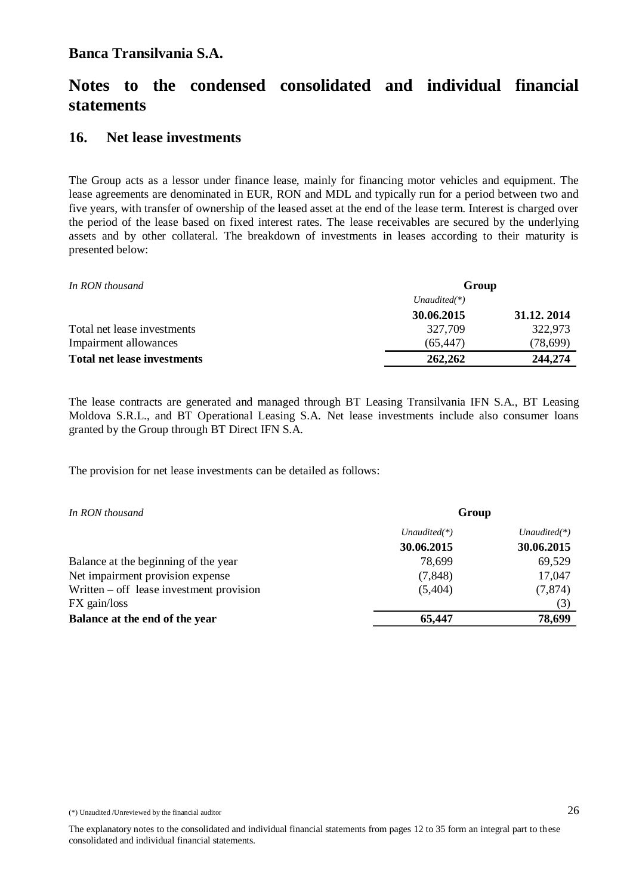**Banca Transilvania S.A.**

# Notes to the condensed consolidated and individual financial statements

## 16. Net lease investments

The Group acts as a lessor under finance lease, mainly for financing motor vehicles and equipment. The lease agreements are denominated in EUR, RON and MDL and typically run for a period between two and five years, with transfer of ownership of the leased asset at the end of the lease term. Interest is charged over the period of the lease based on fixed interest rates. The lease receivables are secured by the underlying assets and by other collateral. The breakdown of investments in leases according to their maturity is presented below:

| *In RON thousand* | Group | |
|---|---|---|
| | *Unaudited(\*)* | |
| | **30.06.2015** | **31.12. 2014** |
| Total net lease investments | 327,709 | 322,973 |
| Impairment allowances | (65,447) | (78,699) |
| **Total net lease investments** | **262,262** | **244,274** |

The lease contracts are generated and managed through BT Leasing Transilvania IFN S.A., BT Leasing Moldova S.R.L., and BT Operational Leasing S.A. Net lease investments include also consumer loans granted by the Group through BT Direct IFN S.A.

The provision for net lease investments can be detailed as follows:

| *In RON thousand* | Group | |
|---|---|---|
| | *Unaudited(\*)* | *Unaudited(\*)* |
| | **30.06.2015** | **30.06.2015** |
| Balance at the beginning of the year | 78,699 | 69,529 |
| Net impairment provision expense | (7,848) | 17,047 |
| Written – off lease investment provision | (5,404) | (7,874) |
| FX gain/loss | | (3) |
| **Balance at the end of the year** | **65,447** | **78,699** |

(\*) Unaudited /Unreviewed by the financial auditor

The explanatory notes to the consolidated and individual financial statements from pages 12 to 35 form an integral part to these consolidated and individual financial statements.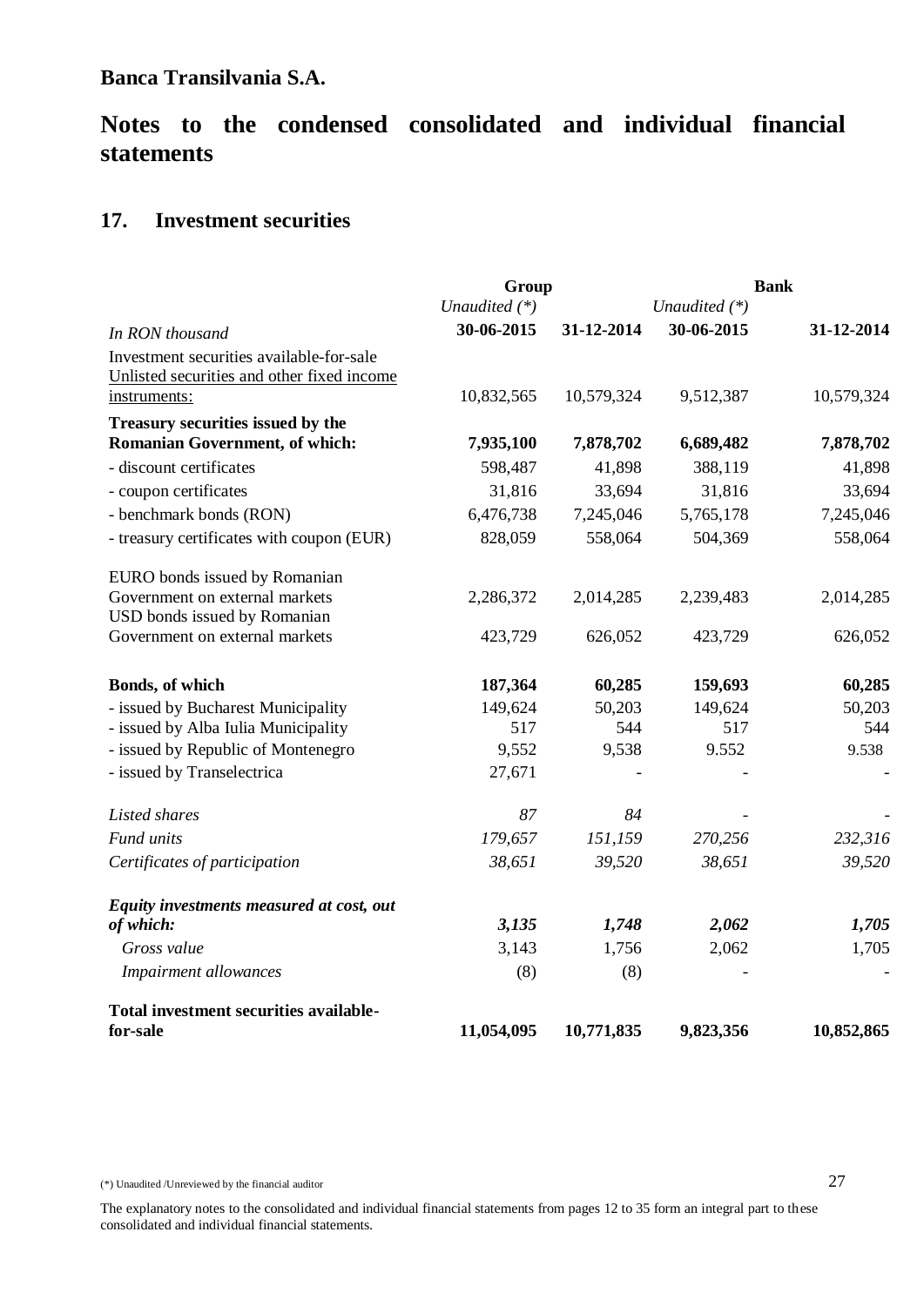**Banca Transilvania S.A.**

# Notes to the condensed consolidated and individual financial statements

## 17. Investment securities

| | Group | | Bank | |
|---|---|---|---|---|
| | *Unaudited (\*)* | | *Unaudited (\*)* | |
| *In RON thousand* | **30-06-2015** | **31-12-2014** | **30-06-2015** | **31-12-2014** |
| Investment securities available-for-sale<br>Unlisted securities and other fixed income instruments: | 10,832,565 | 10,579,324 | 9,512,387 | 10,579,324 |
| **Treasury securities issued by the Romanian Government, of which:** | **7,935,100** | **7,878,702** | **6,689,482** | **7,878,702** |
| - discount certificates | 598,487 | 41,898 | 388,119 | 41,898 |
| - coupon certificates | 31,816 | 33,694 | 31,816 | 33,694 |
| - benchmark bonds (RON) | 6,476,738 | 7,245,046 | 5,765,178 | 7,245,046 |
| - treasury certificates with coupon (EUR) | 828,059 | 558,064 | 504,369 | 558,064 |
| EURO bonds issued by Romanian Government on external markets | 2,286,372 | 2,014,285 | 2,239,483 | 2,014,285 |
| USD bonds issued by Romanian Government on external markets | 423,729 | 626,052 | 423,729 | 626,052 |
| **Bonds, of which** | **187,364** | **60,285** | **159,693** | **60,285** |
| - issued by Bucharest Municipality | 149,624 | 50,203 | 149,624 | 50,203 |
| - issued by Alba Iulia Municipality | 517 | 544 | 517 | 544 |
| - issued by Republic of Montenegro | 9,552 | 9,538 | 9.552 | 9.538 |
| - issued by Transelectrica | 27,671 | - | - | - |
| *Listed shares* | *87* | *84* | - | - |
| *Fund units* | *179,657* | *151,159* | *270,256* | *232,316* |
| *Certificates of participation* | *38,651* | *39,520* | *38,651* | *39,520* |
| ***Equity investments measured at cost, out of which:*** | ***3,135*** | ***1,748*** | ***2,062*** | ***1,705*** |
| *Gross value* | 3,143 | 1,756 | 2,062 | 1,705 |
| *Impairment allowances* | (8) | (8) | - | - |
| **Total investment securities available-for-sale** | **11,054,095** | **10,771,835** | **9,823,356** | **10,852,865** |

(\*) Unaudited /Unreviewed by the financial auditor

The explanatory notes to the consolidated and individual financial statements from pages 12 to 35 form an integral part to these consolidated and individual financial statements.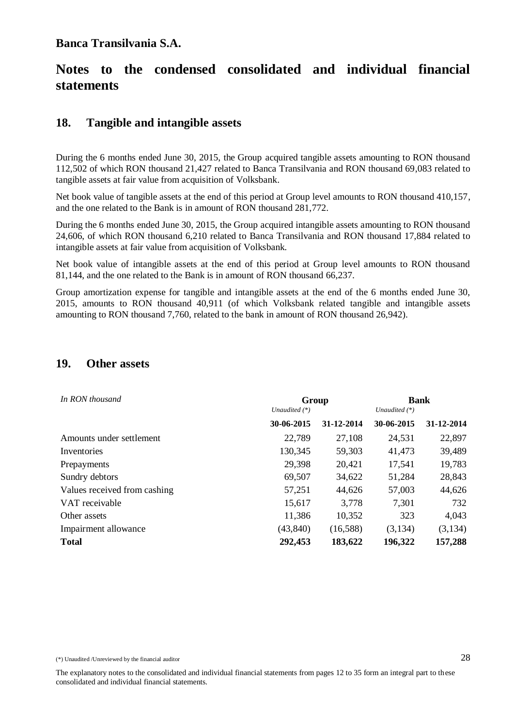**Banca Transilvania S.A.**

# Notes to the condensed consolidated and individual financial statements

## 18. Tangible and intangible assets

During the 6 months ended June 30, 2015, the Group acquired tangible assets amounting to RON thousand 112,502 of which RON thousand 21,427 related to Banca Transilvania and RON thousand 69,083 related to tangible assets at fair value from acquisition of Volksbank.

Net book value of tangible assets at the end of this period at Group level amounts to RON thousand 410,157, and the one related to the Bank is in amount of RON thousand 281,772.

During the 6 months ended June 30, 2015, the Group acquired intangible assets amounting to RON thousand 24,606, of which RON thousand 6,210 related to Banca Transilvania and RON thousand 17,884 related to intangible assets at fair value from acquisition of Volksbank.

Net book value of intangible assets at the end of this period at Group level amounts to RON thousand 81,144, and the one related to the Bank is in amount of RON thousand 66,237.

Group amortization expense for tangible and intangible assets at the end of the 6 months ended June 30, 2015, amounts to RON thousand 40,911 (of which Volksbank related tangible and intangible assets amounting to RON thousand 7,760, related to the bank in amount of RON thousand 26,942).

## 19. Other assets

| *In RON thousand* | **Group** | | **Bank** | |
|---|---|---|---|---|
| | *Unaudited (\*)* | | *Unaudited (\*)* | |
| | **30-06-2015** | **31-12-2014** | **30-06-2015** | **31-12-2014** |
| Amounts under settlement | 22,789 | 27,108 | 24,531 | 22,897 |
| Inventories | 130,345 | 59,303 | 41,473 | 39,489 |
| Prepayments | 29,398 | 20,421 | 17,541 | 19,783 |
| Sundry debtors | 69,507 | 34,622 | 51,284 | 28,843 |
| Values received from cashing | 57,251 | 44,626 | 57,003 | 44,626 |
| VAT receivable | 15,617 | 3,778 | 7,301 | 732 |
| Other assets | 11,386 | 10,352 | 323 | 4,043 |
| Impairment allowance | (43,840) | (16,588) | (3,134) | (3,134) |
| **Total** | **292,453** | **183,622** | **196,322** | **157,288** |

(*) Unaudited /Unreviewed by the financial auditor

The explanatory notes to the consolidated and individual financial statements from pages 12 to 35 form an integral part to these consolidated and individual financial statements.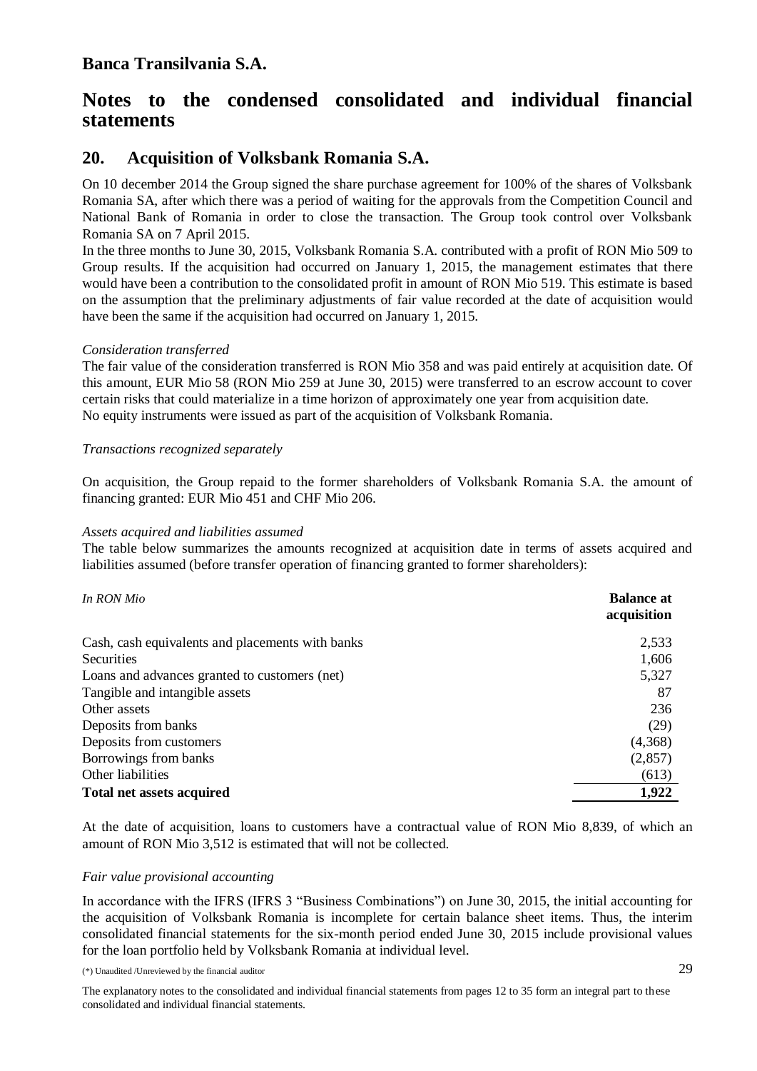# Banca Transilvania S.A.

# Notes to the condensed consolidated and individual financial statements

## 20. Acquisition of Volksbank Romania S.A.

On 10 december 2014 the Group signed the share purchase agreement for 100% of the shares of Volksbank Romania SA, after which there was a period of waiting for the approvals from the Competition Council and National Bank of Romania in order to close the transaction. The Group took control over Volksbank Romania SA on 7 April 2015.

In the three months to June 30, 2015, Volksbank Romania S.A. contributed with a profit of RON Mio 509 to Group results. If the acquisition had occurred on January 1, 2015, the management estimates that there would have been a contribution to the consolidated profit in amount of RON Mio 519. This estimate is based on the assumption that the preliminary adjustments of fair value recorded at the date of acquisition would have been the same if the acquisition had occurred on January 1, 2015.

*Consideration transferred*

The fair value of the consideration transferred is RON Mio 358 and was paid entirely at acquisition date. Of this amount, EUR Mio 58 (RON Mio 259 at June 30, 2015) were transferred to an escrow account to cover certain risks that could materialize in a time horizon of approximately one year from acquisition date.
No equity instruments were issued as part of the acquisition of Volksbank Romania.

*Transactions recognized separately*

On acquisition, the Group repaid to the former shareholders of Volksbank Romania S.A. the amount of financing granted: EUR Mio 451 and CHF Mio 206.

*Assets acquired and liabilities assumed*

The table below summarizes the amounts recognized at acquisition date in terms of assets acquired and liabilities assumed (before transfer operation of financing granted to former shareholders):

| *In RON Mio* | **Balance at acquisition** |
|---|---|
| Cash, cash equivalents and placements with banks | 2,533 |
| Securities | 1,606 |
| Loans and advances granted to customers (net) | 5,327 |
| Tangible and intangible assets | 87 |
| Other assets | 236 |
| Deposits from banks | (29) |
| Deposits from customers | (4,368) |
| Borrowings from banks | (2,857) |
| Other liabilities | (613) |
| **Total net assets acquired** | **1,922** |

At the date of acquisition, loans to customers have a contractual value of RON Mio 8,839, of which an amount of RON Mio 3,512 is estimated that will not be collected.

*Fair value provisional accounting*

In accordance with the IFRS (IFRS 3 "Business Combinations") on June 30, 2015, the initial accounting for the acquisition of Volksbank Romania is incomplete for certain balance sheet items. Thus, the interim consolidated financial statements for the six-month period ended June 30, 2015 include provisional values for the loan portfolio held by Volksbank Romania at individual level.

(*) Unaudited /Unreviewed by the financial auditor

The explanatory notes to the consolidated and individual financial statements from pages 12 to 35 form an integral part to these consolidated and individual financial statements.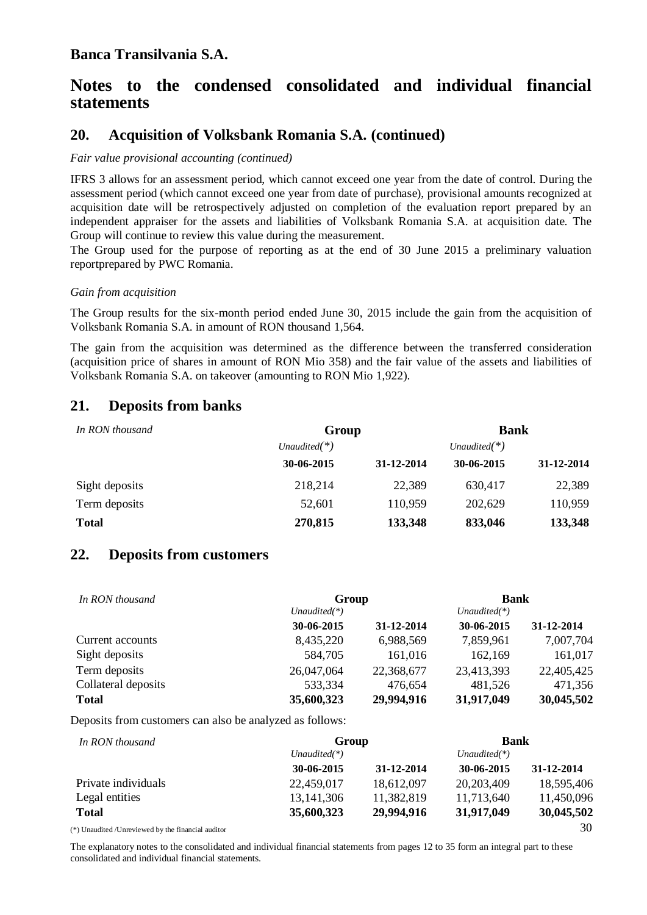# Banca Transilvania S.A.

# Notes to the condensed consolidated and individual financial statements

## 20. Acquisition of Volksbank Romania S.A. (continued)

*Fair value provisional accounting (continued)*

IFRS 3 allows for an assessment period, which cannot exceed one year from the date of control. During the assessment period (which cannot exceed one year from date of purchase), provisional amounts recognized at acquisition date will be retrospectively adjusted on completion of the evaluation report prepared by an independent appraiser for the assets and liabilities of Volksbank Romania S.A. at acquisition date. The Group will continue to review this value during the measurement.

The Group used for the purpose of reporting as at the end of 30 June 2015 a preliminary valuation reportprepared by PWC Romania.

*Gain from acquisition*

The Group results for the six-month period ended June 30, 2015 include the gain from the acquisition of Volksbank Romania S.A. in amount of RON thousand 1,564.

The gain from the acquisition was determined as the difference between the transferred consideration (acquisition price of shares in amount of RON Mio 358) and the fair value of the assets and liabilities of Volksbank Romania S.A. on takeover (amounting to RON Mio 1,922).

## 21. Deposits from banks

| *In RON thousand* | **Group** | | **Bank** | |
|---|---|---|---|---|
| | *Unaudited(\*)* | | *Unaudited(\*)* | |
| | **30-06-2015** | **31-12-2014** | **30-06-2015** | **31-12-2014** |
| Sight deposits | 218,214 | 22,389 | 630,417 | 22,389 |
| Term deposits | 52,601 | 110,959 | 202,629 | 110,959 |
| **Total** | **270,815** | **133,348** | **833,046** | **133,348** |

## 22. Deposits from customers

| *In RON thousand* | **Group** | | **Bank** | |
|---|---|---|---|---|
| | *Unaudited(\*)* | | *Unaudited(\*)* | |
| | **30-06-2015** | **31-12-2014** | **30-06-2015** | **31-12-2014** |
| Current accounts | 8,435,220 | 6,988,569 | 7,859,961 | 7,007,704 |
| Sight deposits | 584,705 | 161,016 | 162,169 | 161,017 |
| Term deposits | 26,047,064 | 22,368,677 | 23,413,393 | 22,405,425 |
| Collateral deposits | 533,334 | 476,654 | 481,526 | 471,356 |
| **Total** | **35,600,323** | **29,994,916** | **31,917,049** | **30,045,502** |

Deposits from customers can also be analyzed as follows:

| *In RON thousand* | **Group** | | **Bank** | |
|---|---|---|---|---|
| | *Unaudited(\*)* | | *Unaudited(\*)* | |
| | **30-06-2015** | **31-12-2014** | **30-06-2015** | **31-12-2014** |
| Private individuals | 22,459,017 | 18,612,097 | 20,203,409 | 18,595,406 |
| Legal entities | 13,141,306 | 11,382,819 | 11,713,640 | 11,450,096 |
| **Total** | **35,600,323** | **29,994,916** | **31,917,049** | **30,045,502** |

(*) Unaudited /Unreviewed by the financial auditor

The explanatory notes to the consolidated and individual financial statements from pages 12 to 35 form an integral part to these consolidated and individual financial statements.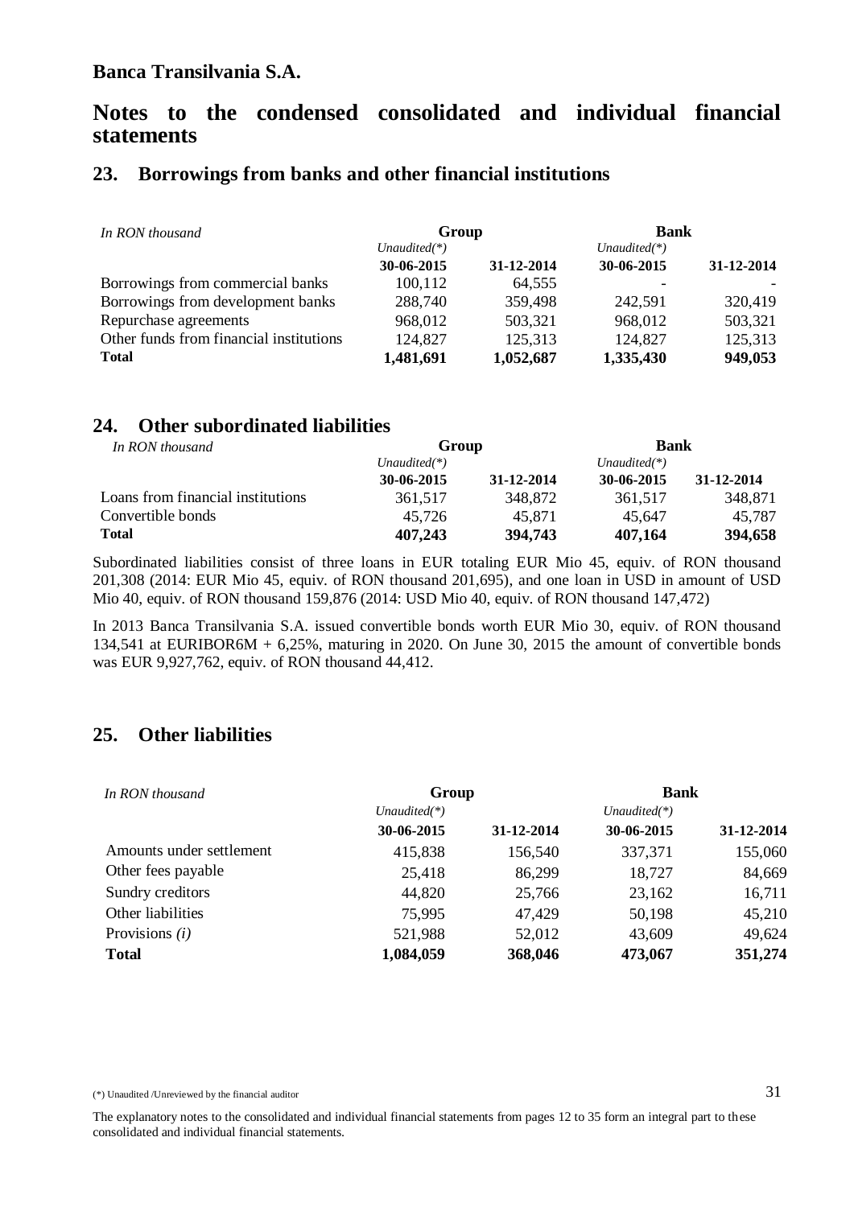**Banca Transilvania S.A.**

# Notes to the condensed consolidated and individual financial statements

## 23. Borrowings from banks and other financial institutions

| *In RON thousand* | Group | | Bank | |
|---|---|---|---|---|
| | *Unaudited(\*)* | | *Unaudited(\*)* | |
| | **30-06-2015** | **31-12-2014** | **30-06-2015** | **31-12-2014** |
| Borrowings from commercial banks | 100,112 | 64,555 | - | - |
| Borrowings from development banks | 288,740 | 359,498 | 242,591 | 320,419 |
| Repurchase agreements | 968,012 | 503,321 | 968,012 | 503,321 |
| Other funds from financial institutions | 124,827 | 125,313 | 124,827 | 125,313 |
| **Total** | **1,481,691** | **1,052,687** | **1,335,430** | **949,053** |

## 24. Other subordinated liabilities

| *In RON thousand* | Group | | Bank | |
|---|---|---|---|---|
| | *Unaudited(\*)* | | *Unaudited(\*)* | |
| | **30-06-2015** | **31-12-2014** | **30-06-2015** | **31-12-2014** |
| Loans from financial institutions | 361,517 | 348,872 | 361,517 | 348,871 |
| Convertible bonds | 45,726 | 45,871 | 45,647 | 45,787 |
| **Total** | **407,243** | **394,743** | **407,164** | **394,658** |

Subordinated liabilities consist of three loans in EUR totaling EUR Mio 45, equiv. of RON thousand 201,308 (2014: EUR Mio 45, equiv. of RON thousand 201,695), and one loan in USD in amount of USD Mio 40, equiv. of RON thousand 159,876 (2014: USD Mio 40, equiv. of RON thousand 147,472)

In 2013 Banca Transilvania S.A. issued convertible bonds worth EUR Mio 30, equiv. of RON thousand 134,541 at EURIBOR6M + 6,25%, maturing in 2020. On June 30, 2015 the amount of convertible bonds was EUR 9,927,762, equiv. of RON thousand 44,412.

## 25. Other liabilities

| *In RON thousand* | Group | | Bank | |
|---|---|---|---|---|
| | *Unaudited(\*)* | | *Unaudited(\*)* | |
| | **30-06-2015** | **31-12-2014** | **30-06-2015** | **31-12-2014** |
| Amounts under settlement | 415,838 | 156,540 | 337,371 | 155,060 |
| Other fees payable | 25,418 | 86,299 | 18,727 | 84,669 |
| Sundry creditors | 44,820 | 25,766 | 23,162 | 16,711 |
| Other liabilities | 75,995 | 47,429 | 50,198 | 45,210 |
| Provisions *(i)* | 521,988 | 52,012 | 43,609 | 49,624 |
| **Total** | **1,084,059** | **368,046** | **473,067** | **351,274** |

(\*) Unaudited /Unreviewed by the financial auditor

The explanatory notes to the consolidated and individual financial statements from pages 12 to 35 form an integral part to these consolidated and individual financial statements.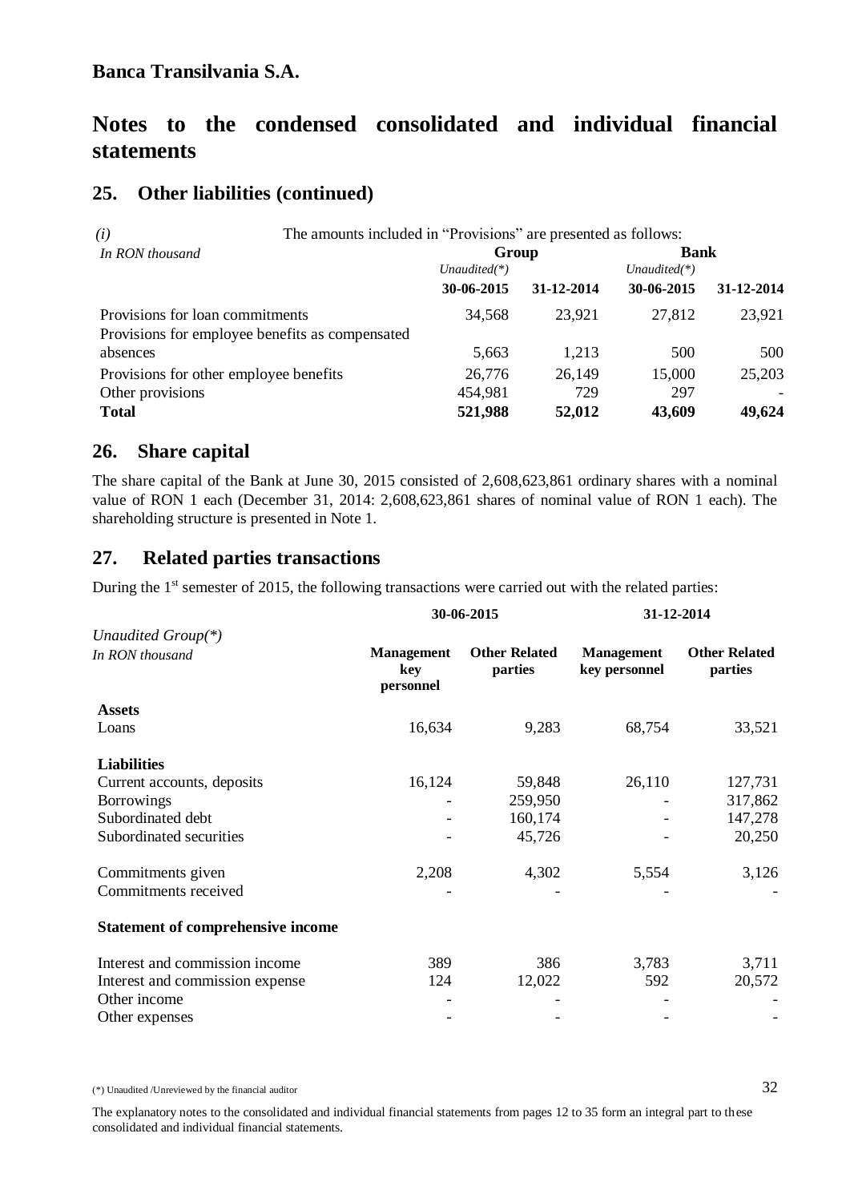## Banca Transilvania S.A.

# Notes to the condensed consolidated and individual financial statements

## 25. Other liabilities (continued)

*(i)* The amounts included in "Provisions" are presented as follows:

| *In RON thousand* | Group | | Bank | |
|---|---|---|---|---|
| | *Unaudited(\*)* | | *Unaudited(\*)* | |
| | **30-06-2015** | **31-12-2014** | **30-06-2015** | **31-12-2014** |
| Provisions for loan commitments | 34,568 | 23,921 | 27,812 | 23,921 |
| Provisions for employee benefits as compensated absences | 5,663 | 1,213 | 500 | 500 |
| Provisions for other employee benefits | 26,776 | 26,149 | 15,000 | 25,203 |
| Other provisions | 454,981 | 729 | 297 | - |
| **Total** | **521,988** | **52,012** | **43,609** | **49,624** |

## 26. Share capital

The share capital of the Bank at June 30, 2015 consisted of 2,608,623,861 ordinary shares with a nominal value of RON 1 each (December 31, 2014: 2,608,623,861 shares of nominal value of RON 1 each). The shareholding structure is presented in Note 1.

## 27. Related parties transactions

During the 1st semester of 2015, the following transactions were carried out with the related parties:

| *Unaudited Group(\*)* *In RON thousand* | **30-06-2015** **Management key personnel** | **30-06-2015** **Other Related parties** | **31-12-2014** **Management key personnel** | **31-12-2014** **Other Related parties** |
|---|---|---|---|---|
| **Assets** | | | | |
| Loans | 16,634 | 9,283 | 68,754 | 33,521 |
| **Liabilities** | | | | |
| Current accounts, deposits | 16,124 | 59,848 | 26,110 | 127,731 |
| Borrowings | - | 259,950 | - | 317,862 |
| Subordinated debt | - | 160,174 | - | 147,278 |
| Subordinated securities | - | 45,726 | - | 20,250 |
| Commitments given | 2,208 | 4,302 | 5,554 | 3,126 |
| Commitments received | - | - | - | - |
| **Statement of comprehensive income** | | | | |
| Interest and commission income | 389 | 386 | 3,783 | 3,711 |
| Interest and commission expense | 124 | 12,022 | 592 | 20,572 |
| Other income | - | - | - | - |
| Other expenses | - | - | - | - |

(\*) Unaudited /Unreviewed by the financial auditor

The explanatory notes to the consolidated and individual financial statements from pages 12 to 35 form an integral part to these consolidated and individual financial statements.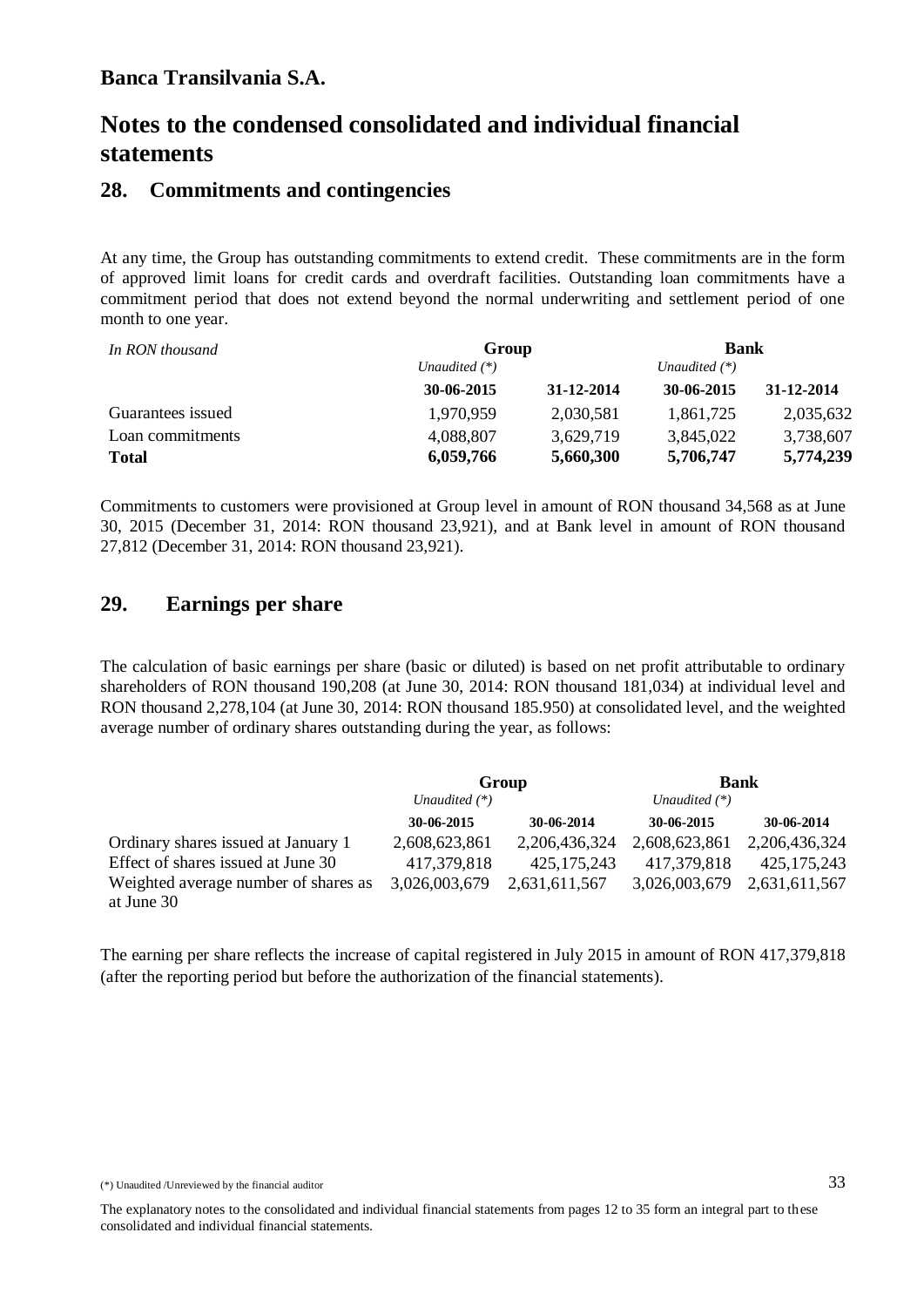**Banca Transilvania S.A.**

# Notes to the condensed consolidated and individual financial statements

## 28. Commitments and contingencies

At any time, the Group has outstanding commitments to extend credit. These commitments are in the form of approved limit loans for credit cards and overdraft facilities. Outstanding loan commitments have a commitment period that does not extend beyond the normal underwriting and settlement period of one month to one year.

| *In RON thousand* | Group | | Bank | |
|---|---|---|---|---|
| | *Unaudited (\*)* | | *Unaudited (\*)* | |
| | **30-06-2015** | **31-12-2014** | **30-06-2015** | **31-12-2014** |
| Guarantees issued | 1,970,959 | 2,030,581 | 1,861,725 | 2,035,632 |
| Loan commitments | 4,088,807 | 3,629,719 | 3,845,022 | 3,738,607 |
| **Total** | **6,059,766** | **5,660,300** | **5,706,747** | **5,774,239** |

Commitments to customers were provisioned at Group level in amount of RON thousand 34,568 as at June 30, 2015 (December 31, 2014: RON thousand 23,921), and at Bank level in amount of RON thousand 27,812 (December 31, 2014: RON thousand 23,921).

## 29. Earnings per share

The calculation of basic earnings per share (basic or diluted) is based on net profit attributable to ordinary shareholders of RON thousand 190,208 (at June 30, 2014: RON thousand 181,034) at individual level and RON thousand 2,278,104 (at June 30, 2014: RON thousand 185.950) at consolidated level, and the weighted average number of ordinary shares outstanding during the year, as follows:

| | Group | | Bank | |
|---|---|---|---|---|
| | *Unaudited (\*)* | | *Unaudited (\*)* | |
| | **30-06-2015** | **30-06-2014** | **30-06-2015** | **30-06-2014** |
| Ordinary shares issued at January 1 | 2,608,623,861 | 2,206,436,324 | 2,608,623,861 | 2,206,436,324 |
| Effect of shares issued at June 30 | 417,379,818 | 425,175,243 | 417,379,818 | 425,175,243 |
| Weighted average number of shares as at June 30 | 3,026,003,679 | 2,631,611,567 | 3,026,003,679 | 2,631,611,567 |

The earning per share reflects the increase of capital registered in July 2015 in amount of RON 417,379,818 (after the reporting period but before the authorization of the financial statements).

(*) Unaudited /Unreviewed by the financial auditor

The explanatory notes to the consolidated and individual financial statements from pages 12 to 35 form an integral part to these consolidated and individual financial statements.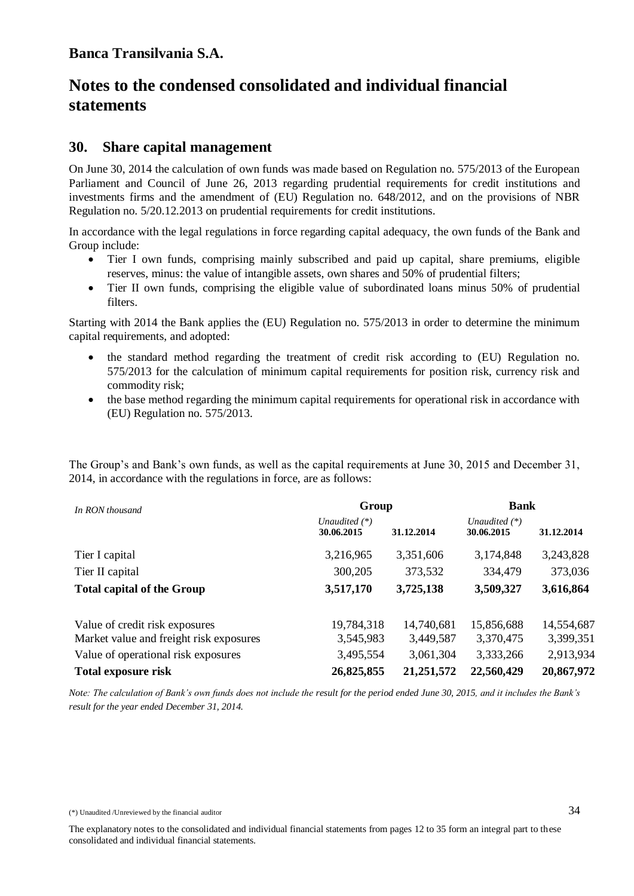**Banca Transilvania S.A.**

# Notes to the condensed consolidated and individual financial statements

## 30. Share capital management

On June 30, 2014 the calculation of own funds was made based on Regulation no. 575/2013 of the European Parliament and Council of June 26, 2013 regarding prudential requirements for credit institutions and investments firms and the amendment of (EU) Regulation no. 648/2012, and on the provisions of NBR Regulation no. 5/20.12.2013 on prudential requirements for credit institutions.

In accordance with the legal regulations in force regarding capital adequacy, the own funds of the Bank and Group include:

- Tier I own funds, comprising mainly subscribed and paid up capital, share premiums, eligible reserves, minus: the value of intangible assets, own shares and 50% of prudential filters;
- Tier II own funds, comprising the eligible value of subordinated loans minus 50% of prudential filters.

Starting with 2014 the Bank applies the (EU) Regulation no. 575/2013 in order to determine the minimum capital requirements, and adopted:

- the standard method regarding the treatment of credit risk according to (EU) Regulation no. 575/2013 for the calculation of minimum capital requirements for position risk, currency risk and commodity risk;
- the base method regarding the minimum capital requirements for operational risk in accordance with (EU) Regulation no. 575/2013.

The Group's and Bank's own funds, as well as the capital requirements at June 30, 2015 and December 31, 2014, in accordance with the regulations in force, are as follows:

| *In RON thousand* | **Group** | | **Bank** | |
|---|---|---|---|---|
| | *Unaudited (\*)* **30.06.2015** | **31.12.2014** | *Unaudited (\*)* **30.06.2015** | **31.12.2014** |
| Tier I capital | 3,216,965 | 3,351,606 | 3,174,848 | 3,243,828 |
| Tier II capital | 300,205 | 373,532 | 334,479 | 373,036 |
| **Total capital of the Group** | **3,517,170** | **3,725,138** | **3,509,327** | **3,616,864** |
| Value of credit risk exposures | 19,784,318 | 14,740,681 | 15,856,688 | 14,554,687 |
| Market value and freight risk exposures | 3,545,983 | 3,449,587 | 3,370,475 | 3,399,351 |
| Value of operational risk exposures | 3,495,554 | 3,061,304 | 3,333,266 | 2,913,934 |
| **Total exposure risk** | **26,825,855** | **21,251,572** | **22,560,429** | **20,867,972** |

*Note: The calculation of Bank's own funds does not include the result for the period ended June 30, 2015, and it includes the Bank's result for the year ended December 31, 2014.*

(*) Unaudited /Unreviewed by the financial auditor

The explanatory notes to the consolidated and individual financial statements from pages 12 to 35 form an integral part to these consolidated and individual financial statements.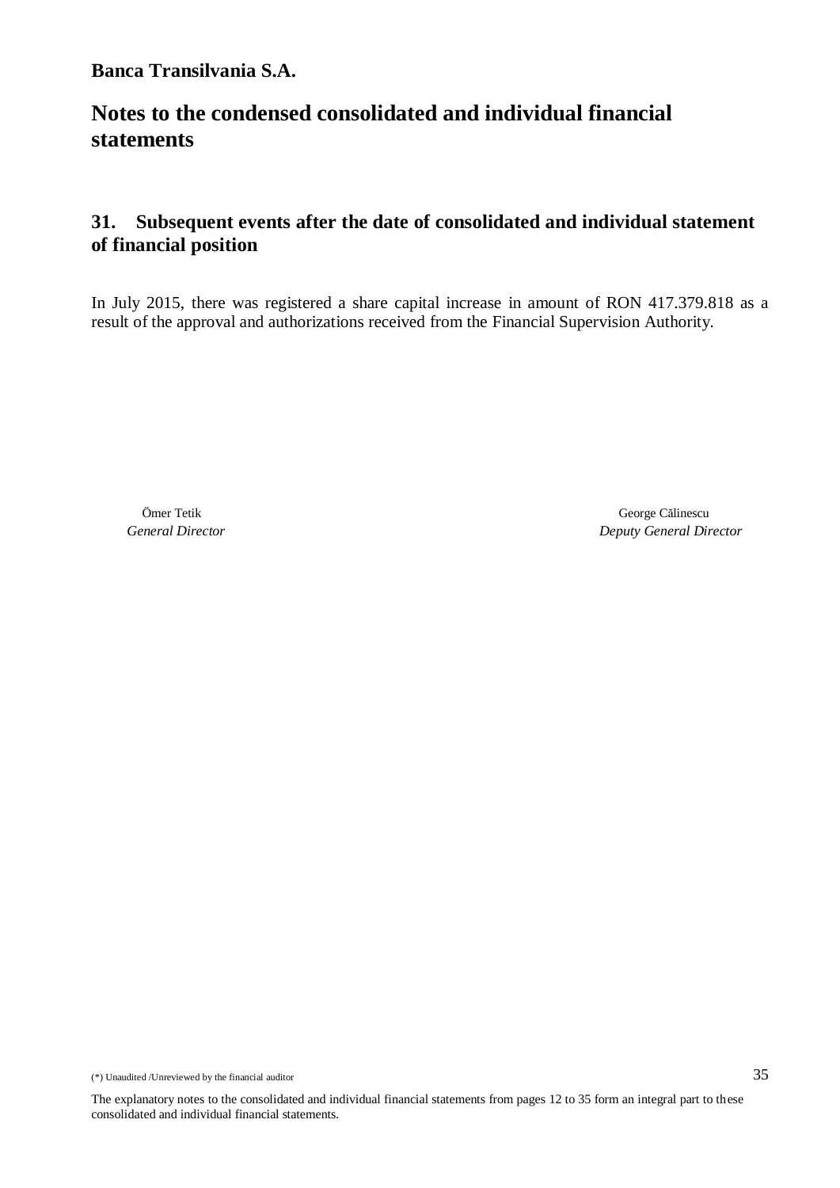**Banca Transilvania S.A.**

# Notes to the condensed consolidated and individual financial statements

## 31. Subsequent events after the date of consolidated and individual statement of financial position

In July 2015, there was registered a share capital increase in amount of RON 417.379.818 as a result of the approval and authorizations received from the Financial Supervision Authority.

| | |
|---|---|
| Ömer Tetik | George Călinescu |
| *General Director* | *Deputy General Director* |

(*) Unaudited /Unreviewed by the financial auditor

The explanatory notes to the consolidated and individual financial statements from pages 12 to 35 form an integral part to these consolidated and individual financial statements.